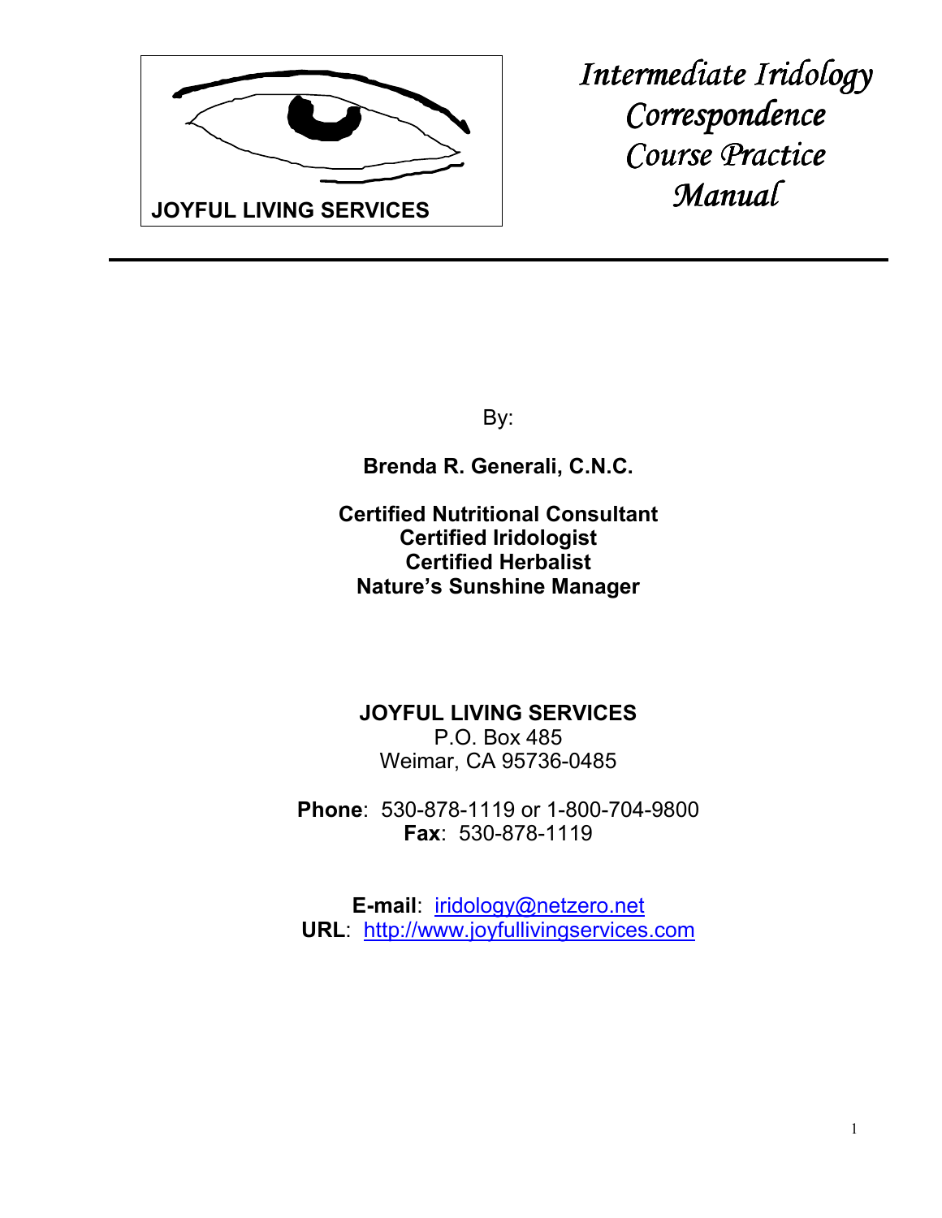JOYFUL LIVING SERVICES

# *Intermediate Iridology Correspondence Course Practice Manual*

By:

**Brenda R. Generali, C.N.C.**

**Certified Nutritional Consultant**
**Certified Iridologist**
**Certified Herbalist**
**Nature's Sunshine Manager**

**JOYFUL LIVING SERVICES**
P.O. Box 485
Weimar, CA 95736-0485

**Phone**: 530-878-1119 or 1-800-704-9800
**Fax**: 530-878-1119

**E-mail**: iridology@netzero.net
**URL**: http://www.joyfullivingservices.com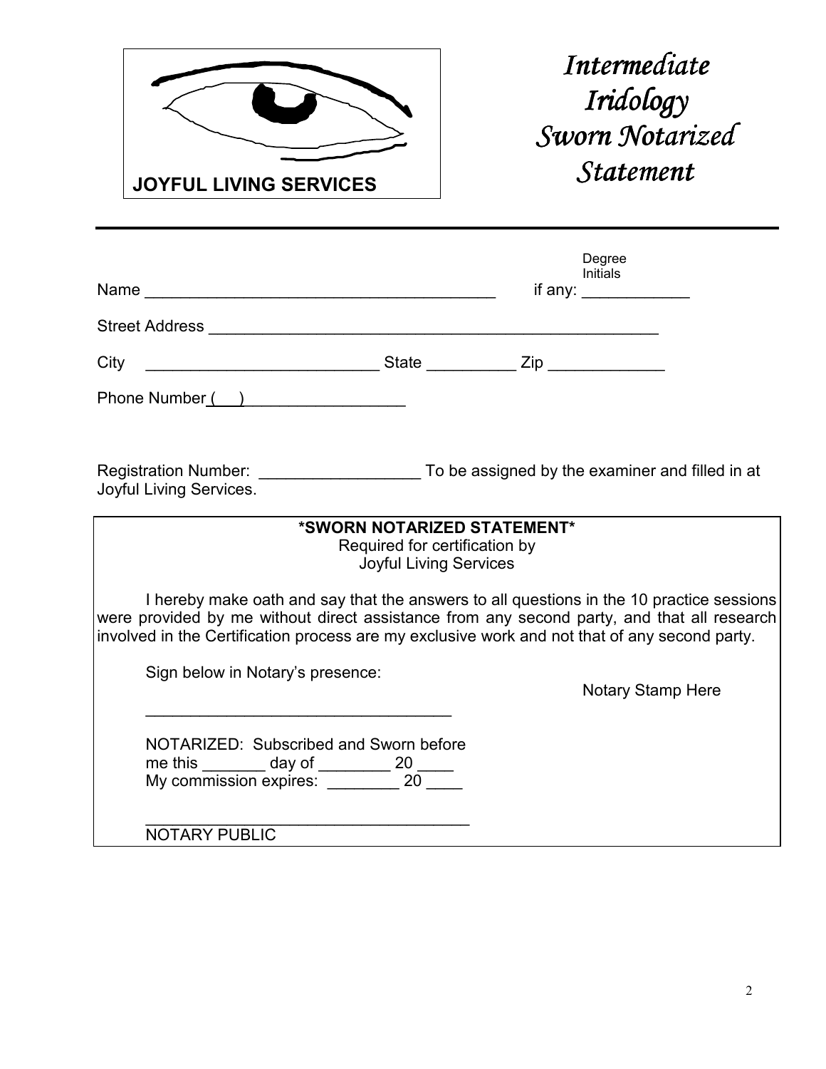**JOYFUL LIVING SERVICES**

# *Intermediate Iridology Sworn Notarized Statement*

---

Name ________________________________________ Degree Initials if any: ____________

Street Address ____________________________________________________

City __________________________ State __________ Zip _____________

Phone Number (___) __________________

Registration Number: __________________ To be assigned by the examiner and filled in at Joyful Living Services.

**\*SWORN NOTARIZED STATEMENT\***

Required for certification by Joyful Living Services

I hereby make oath and say that the answers to all questions in the 10 practice sessions were provided by me without direct assistance from any second party, and that all research involved in the Certification process are my exclusive work and not that of any second party.

Sign below in Notary's presence:

Notary Stamp Here

___________________________________

NOTARIZED: Subscribed and Sworn before me this _______ day of ________ 20 ____
My commission expires: ________ 20 ____

_____________________________________
NOTARY PUBLIC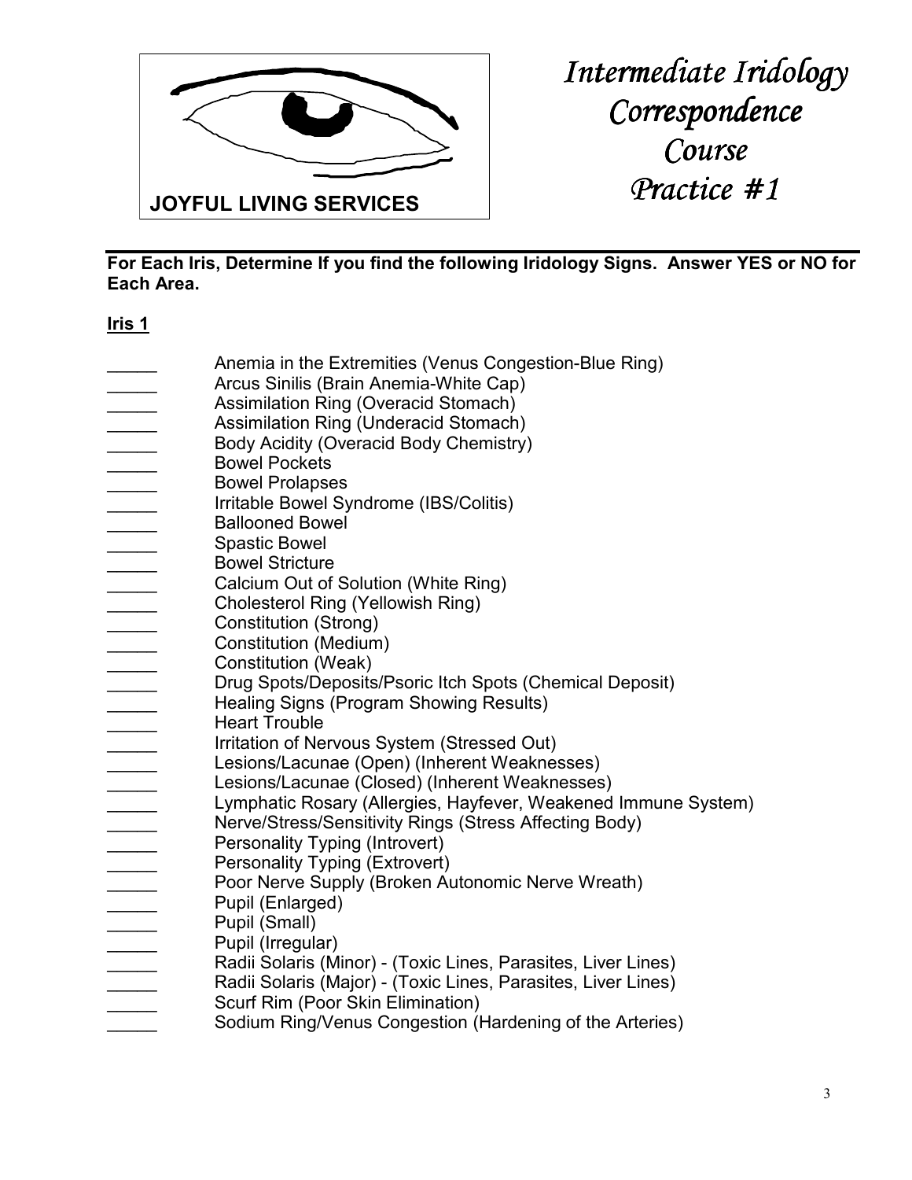JOYFUL LIVING SERVICES

# *Intermediate Iridology Correspondence Course Practice #1*

**For Each Iris, Determine If you find the following Iridology Signs. Answer YES or NO for Each Area.**

**Iris 1**

_____ Anemia in the Extremities (Venus Congestion-Blue Ring)
_____ Arcus Sinilis (Brain Anemia-White Cap)
_____ Assimilation Ring (Overacid Stomach)
_____ Assimilation Ring (Underacid Stomach)
_____ Body Acidity (Overacid Body Chemistry)
_____ Bowel Pockets
_____ Bowel Prolapses
_____ Irritable Bowel Syndrome (IBS/Colitis)
_____ Ballooned Bowel
_____ Spastic Bowel
_____ Bowel Stricture
_____ Calcium Out of Solution (White Ring)
_____ Cholesterol Ring (Yellowish Ring)
_____ Constitution (Strong)
_____ Constitution (Medium)
_____ Constitution (Weak)
_____ Drug Spots/Deposits/Psoric Itch Spots (Chemical Deposit)
_____ Healing Signs (Program Showing Results)
_____ Heart Trouble
_____ Irritation of Nervous System (Stressed Out)
_____ Lesions/Lacunae (Open) (Inherent Weaknesses)
_____ Lesions/Lacunae (Closed) (Inherent Weaknesses)
_____ Lymphatic Rosary (Allergies, Hayfever, Weakened Immune System)
_____ Nerve/Stress/Sensitivity Rings (Stress Affecting Body)
_____ Personality Typing (Introvert)
_____ Personality Typing (Extrovert)
_____ Poor Nerve Supply (Broken Autonomic Nerve Wreath)
_____ Pupil (Enlarged)
_____ Pupil (Small)
_____ Pupil (Irregular)
_____ Radii Solaris (Minor) - (Toxic Lines, Parasites, Liver Lines)
_____ Radii Solaris (Major) - (Toxic Lines, Parasites, Liver Lines)
_____ Scurf Rim (Poor Skin Elimination)
_____ Sodium Ring/Venus Congestion (Hardening of the Arteries)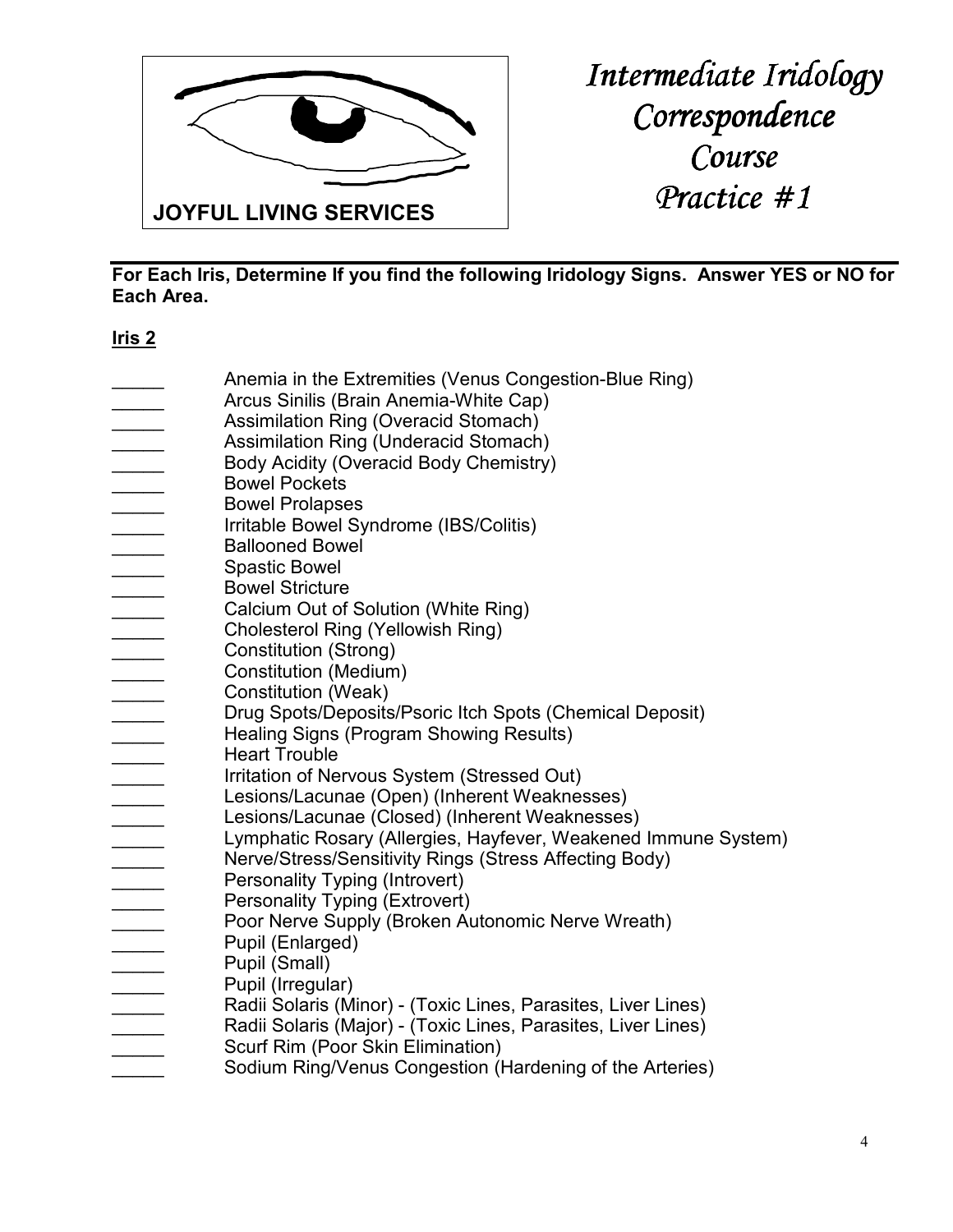**JOYFUL LIVING SERVICES**

# *Intermediate Iridology Correspondence Course Practice #1*

**For Each Iris, Determine If you find the following Iridology Signs. Answer YES or NO for Each Area.**

## Iris 2

_____ Anemia in the Extremities (Venus Congestion-Blue Ring)
_____ Arcus Sinilis (Brain Anemia-White Cap)
_____ Assimilation Ring (Overacid Stomach)
_____ Assimilation Ring (Underacid Stomach)
_____ Body Acidity (Overacid Body Chemistry)
_____ Bowel Pockets
_____ Bowel Prolapses
_____ Irritable Bowel Syndrome (IBS/Colitis)
_____ Ballooned Bowel
_____ Spastic Bowel
_____ Bowel Stricture
_____ Calcium Out of Solution (White Ring)
_____ Cholesterol Ring (Yellowish Ring)
_____ Constitution (Strong)
_____ Constitution (Medium)
_____ Constitution (Weak)
_____ Drug Spots/Deposits/Psoric Itch Spots (Chemical Deposit)
_____ Healing Signs (Program Showing Results)
_____ Heart Trouble
_____ Irritation of Nervous System (Stressed Out)
_____ Lesions/Lacunae (Open) (Inherent Weaknesses)
_____ Lesions/Lacunae (Closed) (Inherent Weaknesses)
_____ Lymphatic Rosary (Allergies, Hayfever, Weakened Immune System)
_____ Nerve/Stress/Sensitivity Rings (Stress Affecting Body)
_____ Personality Typing (Introvert)
_____ Personality Typing (Extrovert)
_____ Poor Nerve Supply (Broken Autonomic Nerve Wreath)
_____ Pupil (Enlarged)
_____ Pupil (Small)
_____ Pupil (Irregular)
_____ Radii Solaris (Minor) - (Toxic Lines, Parasites, Liver Lines)
_____ Radii Solaris (Major) - (Toxic Lines, Parasites, Liver Lines)
_____ Scurf Rim (Poor Skin Elimination)
_____ Sodium Ring/Venus Congestion (Hardening of the Arteries)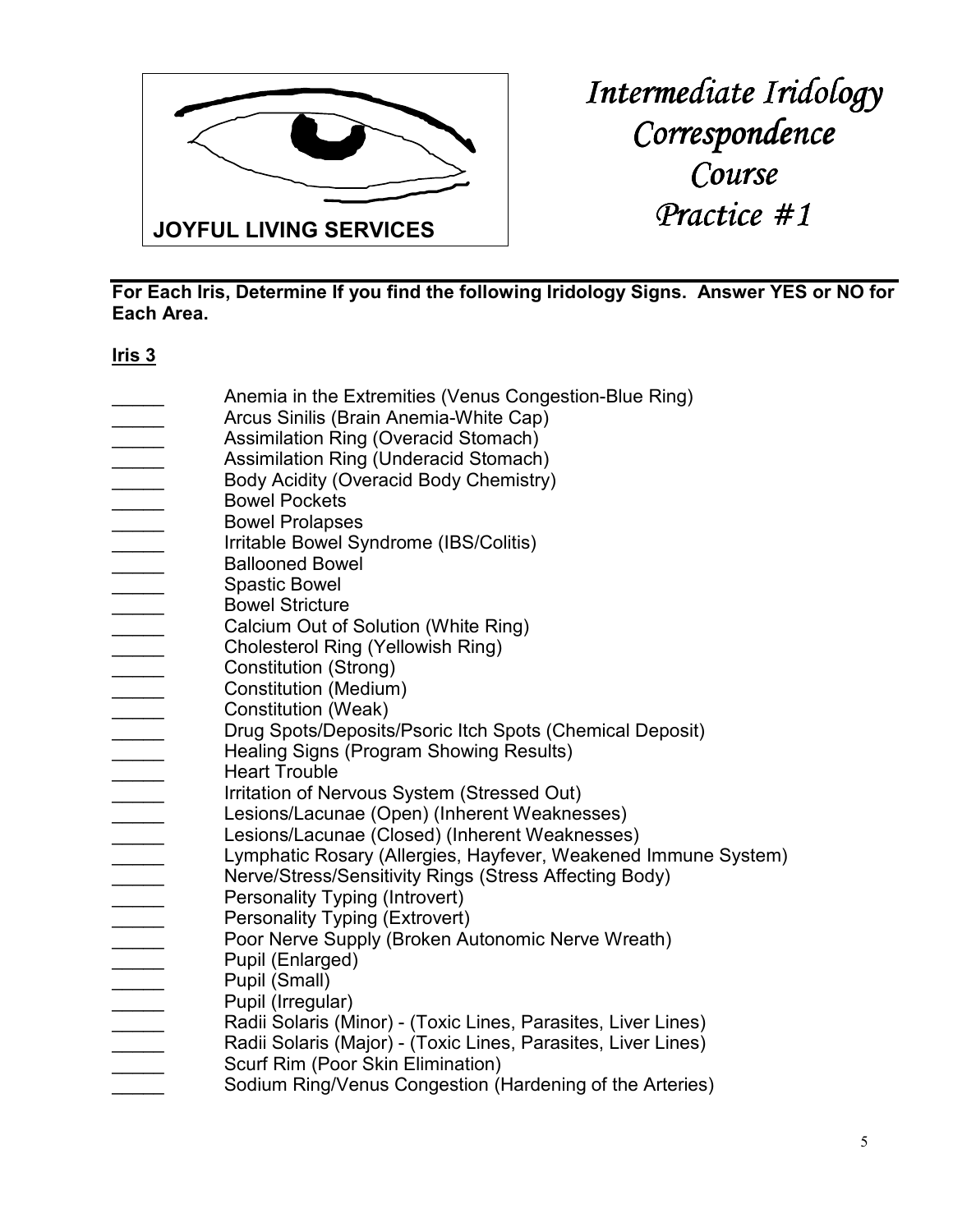JOYFUL LIVING SERVICES

# *Intermediate Iridology Correspondence Course Practice #1*

**For Each Iris, Determine If you find the following Iridology Signs. Answer YES or NO for Each Area.**

**Iris 3**

_____ Anemia in the Extremities (Venus Congestion-Blue Ring)
_____ Arcus Sinilis (Brain Anemia-White Cap)
_____ Assimilation Ring (Overacid Stomach)
_____ Assimilation Ring (Underacid Stomach)
_____ Body Acidity (Overacid Body Chemistry)
_____ Bowel Pockets
_____ Bowel Prolapses
_____ Irritable Bowel Syndrome (IBS/Colitis)
_____ Ballooned Bowel
_____ Spastic Bowel
_____ Bowel Stricture
_____ Calcium Out of Solution (White Ring)
_____ Cholesterol Ring (Yellowish Ring)
_____ Constitution (Strong)
_____ Constitution (Medium)
_____ Constitution (Weak)
_____ Drug Spots/Deposits/Psoric Itch Spots (Chemical Deposit)
_____ Healing Signs (Program Showing Results)
_____ Heart Trouble
_____ Irritation of Nervous System (Stressed Out)
_____ Lesions/Lacunae (Open) (Inherent Weaknesses)
_____ Lesions/Lacunae (Closed) (Inherent Weaknesses)
_____ Lymphatic Rosary (Allergies, Hayfever, Weakened Immune System)
_____ Nerve/Stress/Sensitivity Rings (Stress Affecting Body)
_____ Personality Typing (Introvert)
_____ Personality Typing (Extrovert)
_____ Poor Nerve Supply (Broken Autonomic Nerve Wreath)
_____ Pupil (Enlarged)
_____ Pupil (Small)
_____ Pupil (Irregular)
_____ Radii Solaris (Minor) - (Toxic Lines, Parasites, Liver Lines)
_____ Radii Solaris (Major) - (Toxic Lines, Parasites, Liver Lines)
_____ Scurf Rim (Poor Skin Elimination)
_____ Sodium Ring/Venus Congestion (Hardening of the Arteries)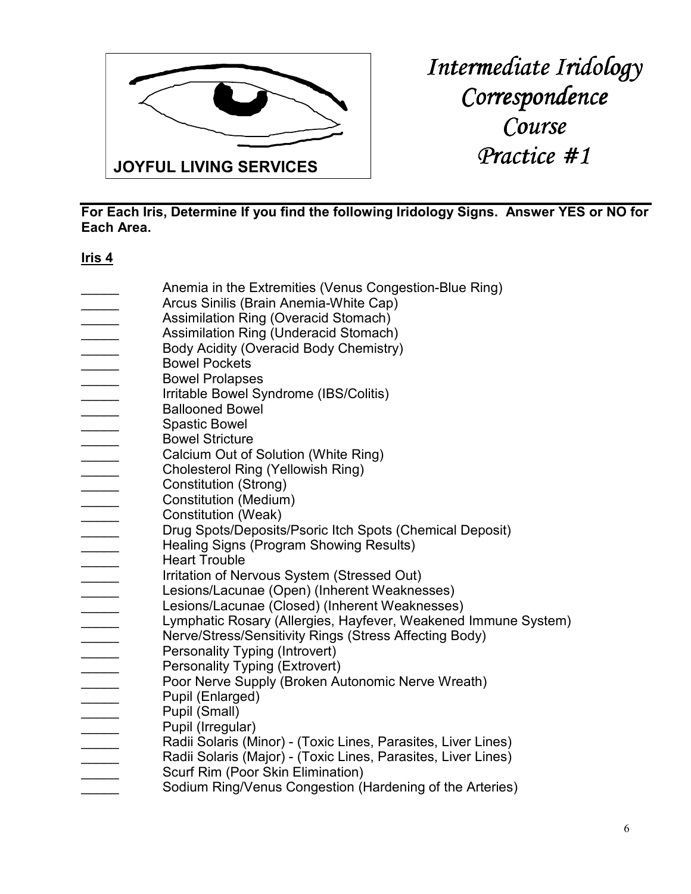JOYFUL LIVING SERVICES

# *Intermediate Iridology Correspondence Course Practice #1*

---

**For Each Iris, Determine If you find the following Iridology Signs. Answer YES or NO for Each Area.**

**<u>Iris 4</u>**

_____ Anemia in the Extremities (Venus Congestion-Blue Ring)
_____ Arcus Sinilis (Brain Anemia-White Cap)
_____ Assimilation Ring (Overacid Stomach)
_____ Assimilation Ring (Underacid Stomach)
_____ Body Acidity (Overacid Body Chemistry)
_____ Bowel Pockets
_____ Bowel Prolapses
_____ Irritable Bowel Syndrome (IBS/Colitis)
_____ Ballooned Bowel
_____ Spastic Bowel
_____ Bowel Stricture
_____ Calcium Out of Solution (White Ring)
_____ Cholesterol Ring (Yellowish Ring)
_____ Constitution (Strong)
_____ Constitution (Medium)
_____ Constitution (Weak)
_____ Drug Spots/Deposits/Psoric Itch Spots (Chemical Deposit)
_____ Healing Signs (Program Showing Results)
_____ Heart Trouble
_____ Irritation of Nervous System (Stressed Out)
_____ Lesions/Lacunae (Open) (Inherent Weaknesses)
_____ Lesions/Lacunae (Closed) (Inherent Weaknesses)
_____ Lymphatic Rosary (Allergies, Hayfever, Weakened Immune System)
_____ Nerve/Stress/Sensitivity Rings (Stress Affecting Body)
_____ Personality Typing (Introvert)
_____ Personality Typing (Extrovert)
_____ Poor Nerve Supply (Broken Autonomic Nerve Wreath)
_____ Pupil (Enlarged)
_____ Pupil (Small)
_____ Pupil (Irregular)
_____ Radii Solaris (Minor) - (Toxic Lines, Parasites, Liver Lines)
_____ Radii Solaris (Major) - (Toxic Lines, Parasites, Liver Lines)
_____ Scurf Rim (Poor Skin Elimination)
_____ Sodium Ring/Venus Congestion (Hardening of the Arteries)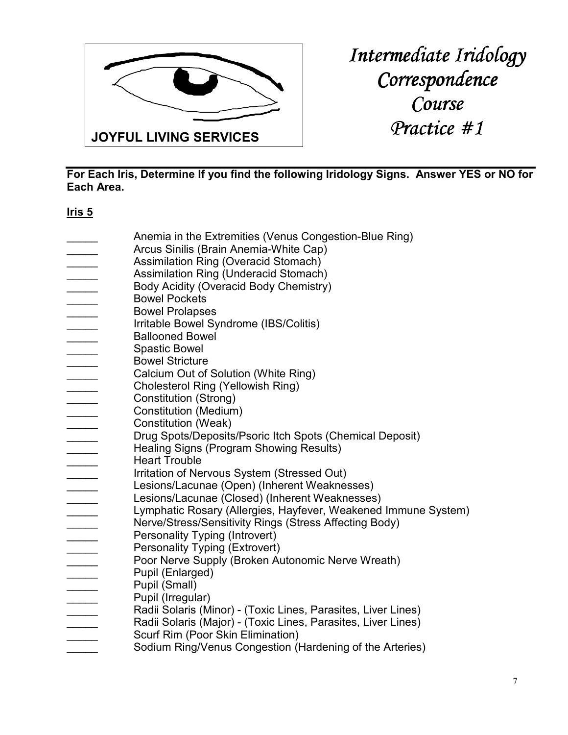JOYFUL LIVING SERVICES

# *Intermediate Iridology Correspondence Course Practice #1*

**For Each Iris, Determine If you find the following Iridology Signs. Answer YES or NO for Each Area.**

**Iris 5**

_____ Anemia in the Extremities (Venus Congestion-Blue Ring)
_____ Arcus Sinilis (Brain Anemia-White Cap)
_____ Assimilation Ring (Overacid Stomach)
_____ Assimilation Ring (Underacid Stomach)
_____ Body Acidity (Overacid Body Chemistry)
_____ Bowel Pockets
_____ Bowel Prolapses
_____ Irritable Bowel Syndrome (IBS/Colitis)
_____ Ballooned Bowel
_____ Spastic Bowel
_____ Bowel Stricture
_____ Calcium Out of Solution (White Ring)
_____ Cholesterol Ring (Yellowish Ring)
_____ Constitution (Strong)
_____ Constitution (Medium)
_____ Constitution (Weak)
_____ Drug Spots/Deposits/Psoric Itch Spots (Chemical Deposit)
_____ Healing Signs (Program Showing Results)
_____ Heart Trouble
_____ Irritation of Nervous System (Stressed Out)
_____ Lesions/Lacunae (Open) (Inherent Weaknesses)
_____ Lesions/Lacunae (Closed) (Inherent Weaknesses)
_____ Lymphatic Rosary (Allergies, Hayfever, Weakened Immune System)
_____ Nerve/Stress/Sensitivity Rings (Stress Affecting Body)
_____ Personality Typing (Introvert)
_____ Personality Typing (Extrovert)
_____ Poor Nerve Supply (Broken Autonomic Nerve Wreath)
_____ Pupil (Enlarged)
_____ Pupil (Small)
_____ Pupil (Irregular)
_____ Radii Solaris (Minor) - (Toxic Lines, Parasites, Liver Lines)
_____ Radii Solaris (Major) - (Toxic Lines, Parasites, Liver Lines)
_____ Scurf Rim (Poor Skin Elimination)
_____ Sodium Ring/Venus Congestion (Hardening of the Arteries)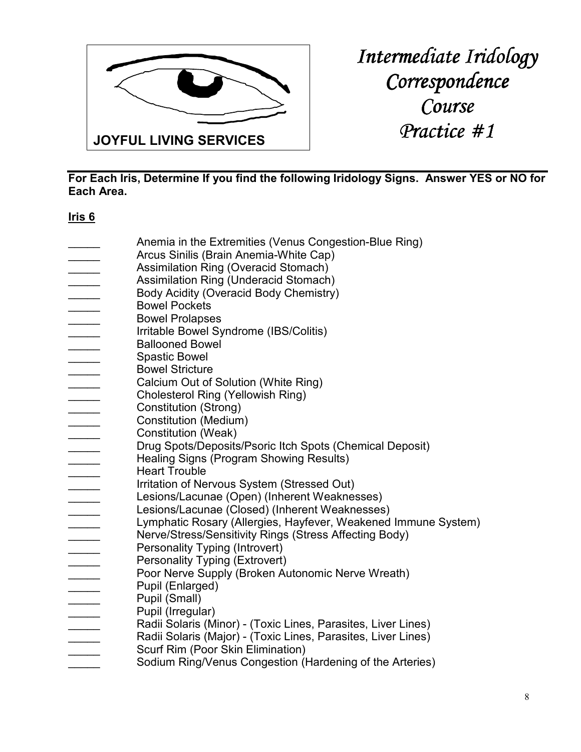**JOYFUL LIVING SERVICES**

# *Intermediate Iridology Correspondence Course Practice #1*

**For Each Iris, Determine If you find the following Iridology Signs. Answer YES or NO for Each Area.**

**Iris 6**

_____ Anemia in the Extremities (Venus Congestion-Blue Ring)
_____ Arcus Sinilis (Brain Anemia-White Cap)
_____ Assimilation Ring (Overacid Stomach)
_____ Assimilation Ring (Underacid Stomach)
_____ Body Acidity (Overacid Body Chemistry)
_____ Bowel Pockets
_____ Bowel Prolapses
_____ Irritable Bowel Syndrome (IBS/Colitis)
_____ Ballooned Bowel
_____ Spastic Bowel
_____ Bowel Stricture
_____ Calcium Out of Solution (White Ring)
_____ Cholesterol Ring (Yellowish Ring)
_____ Constitution (Strong)
_____ Constitution (Medium)
_____ Constitution (Weak)
_____ Drug Spots/Deposits/Psoric Itch Spots (Chemical Deposit)
_____ Healing Signs (Program Showing Results)
_____ Heart Trouble
_____ Irritation of Nervous System (Stressed Out)
_____ Lesions/Lacunae (Open) (Inherent Weaknesses)
_____ Lesions/Lacunae (Closed) (Inherent Weaknesses)
_____ Lymphatic Rosary (Allergies, Hayfever, Weakened Immune System)
_____ Nerve/Stress/Sensitivity Rings (Stress Affecting Body)
_____ Personality Typing (Introvert)
_____ Personality Typing (Extrovert)
_____ Poor Nerve Supply (Broken Autonomic Nerve Wreath)
_____ Pupil (Enlarged)
_____ Pupil (Small)
_____ Pupil (Irregular)
_____ Radii Solaris (Minor) - (Toxic Lines, Parasites, Liver Lines)
_____ Radii Solaris (Major) - (Toxic Lines, Parasites, Liver Lines)
_____ Scurf Rim (Poor Skin Elimination)
_____ Sodium Ring/Venus Congestion (Hardening of the Arteries)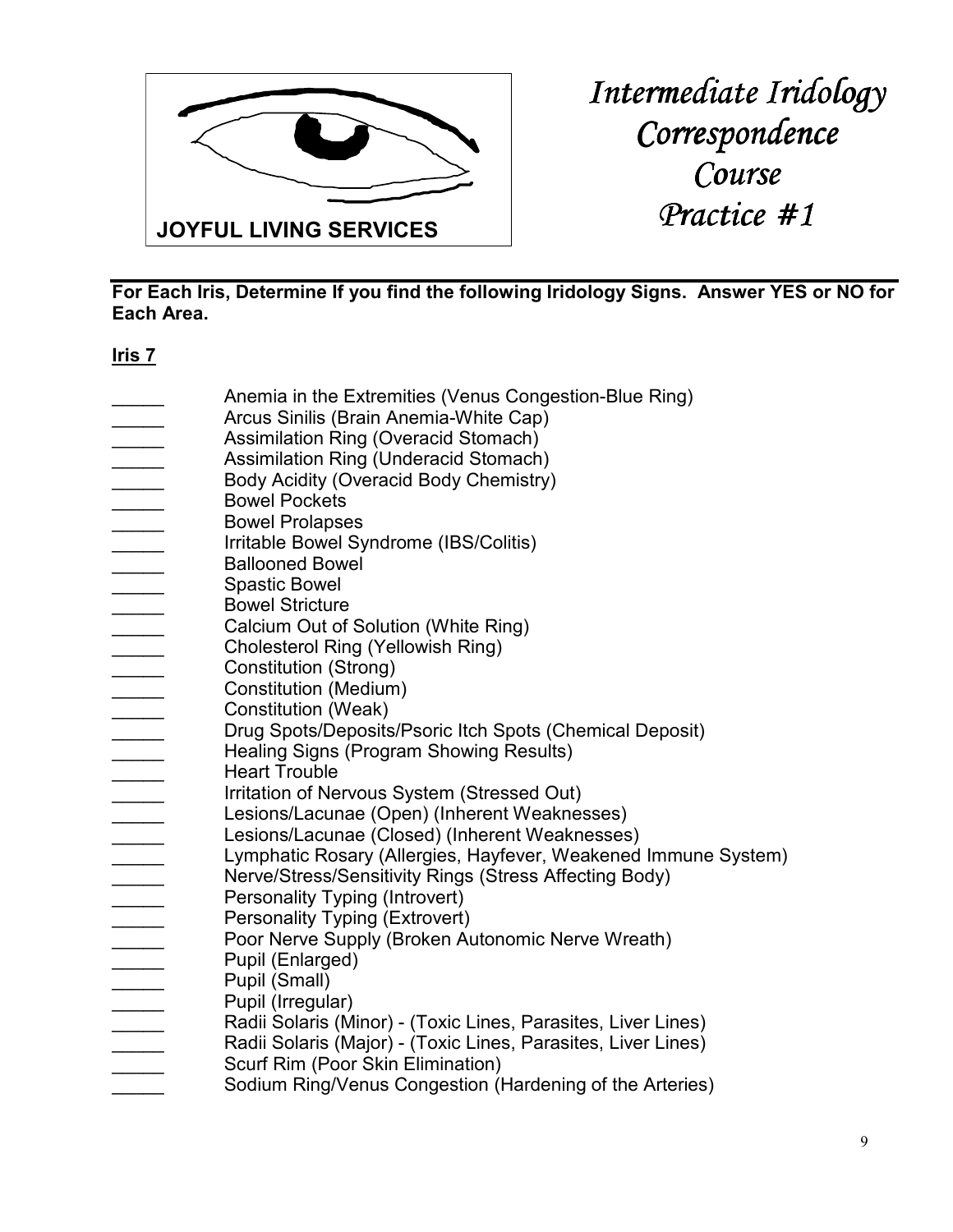**JOYFUL LIVING SERVICES**

# *Intermediate Iridology Correspondence Course Practice #1*

**For Each Iris, Determine If you find the following Iridology Signs. Answer YES or NO for Each Area.**

**Iris 7**

_____ Anemia in the Extremities (Venus Congestion-Blue Ring)
_____ Arcus Sinilis (Brain Anemia-White Cap)
_____ Assimilation Ring (Overacid Stomach)
_____ Assimilation Ring (Underacid Stomach)
_____ Body Acidity (Overacid Body Chemistry)
_____ Bowel Pockets
_____ Bowel Prolapses
_____ Irritable Bowel Syndrome (IBS/Colitis)
_____ Ballooned Bowel
_____ Spastic Bowel
_____ Bowel Stricture
_____ Calcium Out of Solution (White Ring)
_____ Cholesterol Ring (Yellowish Ring)
_____ Constitution (Strong)
_____ Constitution (Medium)
_____ Constitution (Weak)
_____ Drug Spots/Deposits/Psoric Itch Spots (Chemical Deposit)
_____ Healing Signs (Program Showing Results)
_____ Heart Trouble
_____ Irritation of Nervous System (Stressed Out)
_____ Lesions/Lacunae (Open) (Inherent Weaknesses)
_____ Lesions/Lacunae (Closed) (Inherent Weaknesses)
_____ Lymphatic Rosary (Allergies, Hayfever, Weakened Immune System)
_____ Nerve/Stress/Sensitivity Rings (Stress Affecting Body)
_____ Personality Typing (Introvert)
_____ Personality Typing (Extrovert)
_____ Poor Nerve Supply (Broken Autonomic Nerve Wreath)
_____ Pupil (Enlarged)
_____ Pupil (Small)
_____ Pupil (Irregular)
_____ Radii Solaris (Minor) - (Toxic Lines, Parasites, Liver Lines)
_____ Radii Solaris (Major) - (Toxic Lines, Parasites, Liver Lines)
_____ Scurf Rim (Poor Skin Elimination)
_____ Sodium Ring/Venus Congestion (Hardening of the Arteries)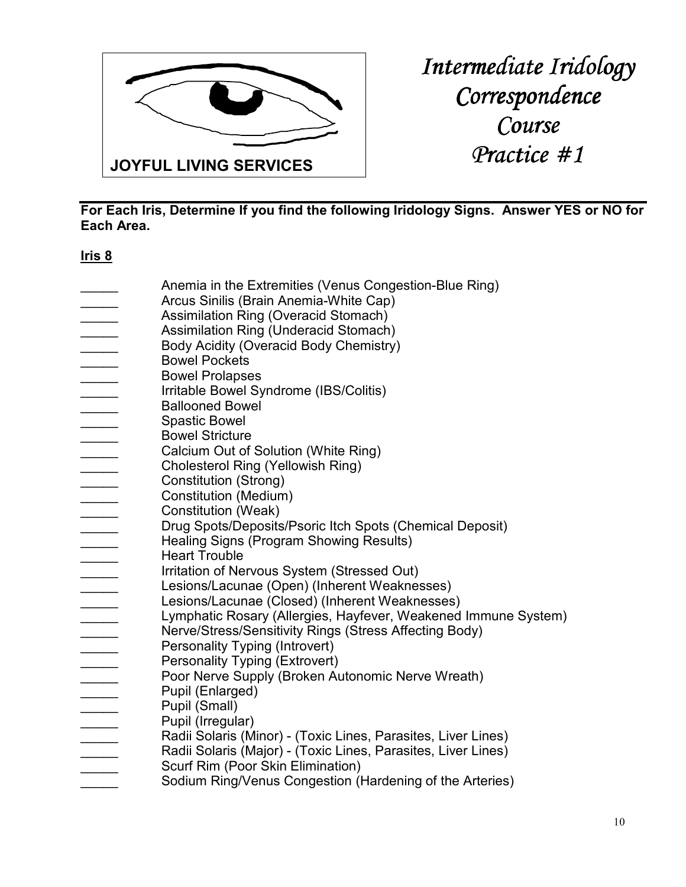JOYFUL LIVING SERVICES

# *Intermediate Iridology Correspondence Course Practice #1*

**For Each Iris, Determine If you find the following Iridology Signs. Answer YES or NO for Each Area.**

**Iris 8**

_____ Anemia in the Extremities (Venus Congestion-Blue Ring)
_____ Arcus Sinilis (Brain Anemia-White Cap)
_____ Assimilation Ring (Overacid Stomach)
_____ Assimilation Ring (Underacid Stomach)
_____ Body Acidity (Overacid Body Chemistry)
_____ Bowel Pockets
_____ Bowel Prolapses
_____ Irritable Bowel Syndrome (IBS/Colitis)
_____ Ballooned Bowel
_____ Spastic Bowel
_____ Bowel Stricture
_____ Calcium Out of Solution (White Ring)
_____ Cholesterol Ring (Yellowish Ring)
_____ Constitution (Strong)
_____ Constitution (Medium)
_____ Constitution (Weak)
_____ Drug Spots/Deposits/Psoric Itch Spots (Chemical Deposit)
_____ Healing Signs (Program Showing Results)
_____ Heart Trouble
_____ Irritation of Nervous System (Stressed Out)
_____ Lesions/Lacunae (Open) (Inherent Weaknesses)
_____ Lesions/Lacunae (Closed) (Inherent Weaknesses)
_____ Lymphatic Rosary (Allergies, Hayfever, Weakened Immune System)
_____ Nerve/Stress/Sensitivity Rings (Stress Affecting Body)
_____ Personality Typing (Introvert)
_____ Personality Typing (Extrovert)
_____ Poor Nerve Supply (Broken Autonomic Nerve Wreath)
_____ Pupil (Enlarged)
_____ Pupil (Small)
_____ Pupil (Irregular)
_____ Radii Solaris (Minor) - (Toxic Lines, Parasites, Liver Lines)
_____ Radii Solaris (Major) - (Toxic Lines, Parasites, Liver Lines)
_____ Scurf Rim (Poor Skin Elimination)
_____ Sodium Ring/Venus Congestion (Hardening of the Arteries)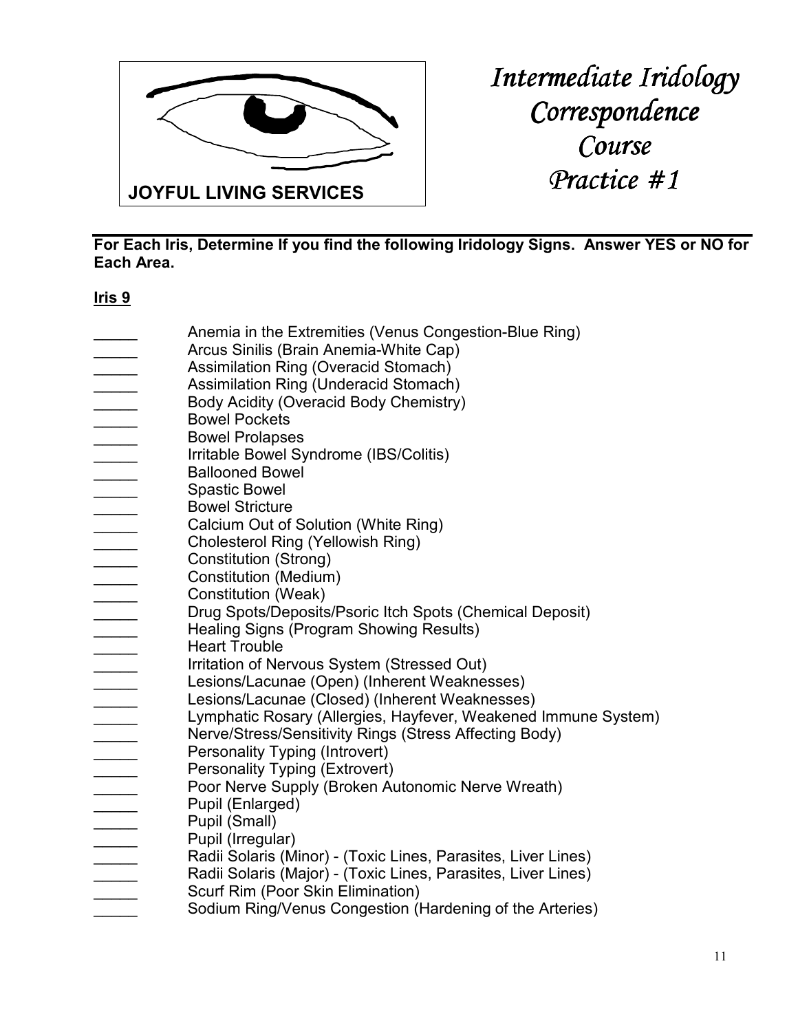**JOYFUL LIVING SERVICES**

# *Intermediate Iridology Correspondence Course Practice #1*

---

**For Each Iris, Determine If you find the following Iridology Signs. Answer YES or NO for Each Area.**

**<u>Iris 9</u>**

_____ Anemia in the Extremities (Venus Congestion-Blue Ring)
_____ Arcus Sinilis (Brain Anemia-White Cap)
_____ Assimilation Ring (Overacid Stomach)
_____ Assimilation Ring (Underacid Stomach)
_____ Body Acidity (Overacid Body Chemistry)
_____ Bowel Pockets
_____ Bowel Prolapses
_____ Irritable Bowel Syndrome (IBS/Colitis)
_____ Ballooned Bowel
_____ Spastic Bowel
_____ Bowel Stricture
_____ Calcium Out of Solution (White Ring)
_____ Cholesterol Ring (Yellowish Ring)
_____ Constitution (Strong)
_____ Constitution (Medium)
_____ Constitution (Weak)
_____ Drug Spots/Deposits/Psoric Itch Spots (Chemical Deposit)
_____ Healing Signs (Program Showing Results)
_____ Heart Trouble
_____ Irritation of Nervous System (Stressed Out)
_____ Lesions/Lacunae (Open) (Inherent Weaknesses)
_____ Lesions/Lacunae (Closed) (Inherent Weaknesses)
_____ Lymphatic Rosary (Allergies, Hayfever, Weakened Immune System)
_____ Nerve/Stress/Sensitivity Rings (Stress Affecting Body)
_____ Personality Typing (Introvert)
_____ Personality Typing (Extrovert)
_____ Poor Nerve Supply (Broken Autonomic Nerve Wreath)
_____ Pupil (Enlarged)
_____ Pupil (Small)
_____ Pupil (Irregular)
_____ Radii Solaris (Minor) - (Toxic Lines, Parasites, Liver Lines)
_____ Radii Solaris (Major) - (Toxic Lines, Parasites, Liver Lines)
_____ Scurf Rim (Poor Skin Elimination)
_____ Sodium Ring/Venus Congestion (Hardening of the Arteries)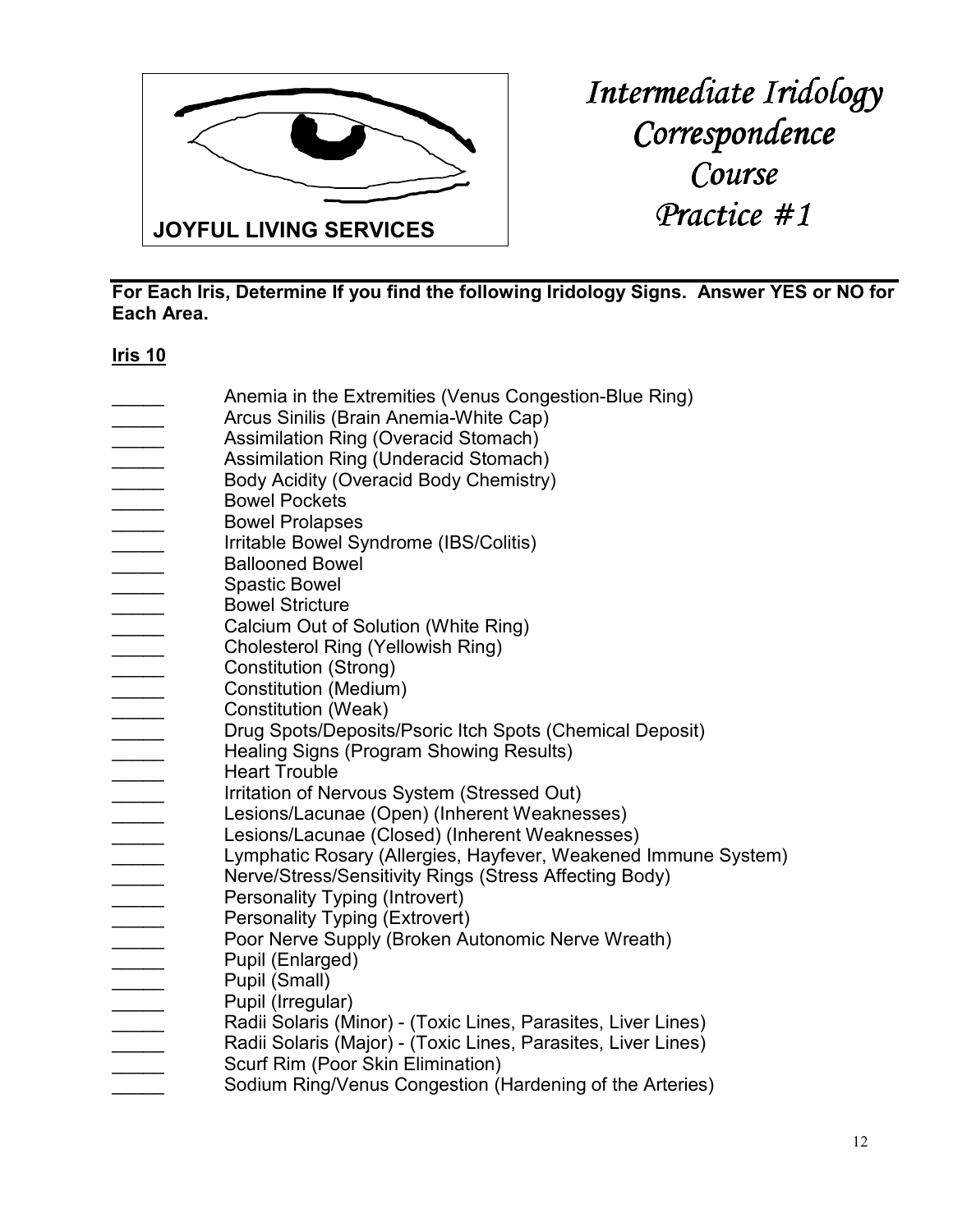JOYFUL LIVING SERVICES

# *Intermediate Iridology Correspondence Course Practice #1*

**For Each Iris, Determine If you find the following Iridology Signs. Answer YES or NO for Each Area.**

**Iris 10**

_____ Anemia in the Extremities (Venus Congestion-Blue Ring)
_____ Arcus Sinilis (Brain Anemia-White Cap)
_____ Assimilation Ring (Overacid Stomach)
_____ Assimilation Ring (Underacid Stomach)
_____ Body Acidity (Overacid Body Chemistry)
_____ Bowel Pockets
_____ Bowel Prolapses
_____ Irritable Bowel Syndrome (IBS/Colitis)
_____ Ballooned Bowel
_____ Spastic Bowel
_____ Bowel Stricture
_____ Calcium Out of Solution (White Ring)
_____ Cholesterol Ring (Yellowish Ring)
_____ Constitution (Strong)
_____ Constitution (Medium)
_____ Constitution (Weak)
_____ Drug Spots/Deposits/Psoric Itch Spots (Chemical Deposit)
_____ Healing Signs (Program Showing Results)
_____ Heart Trouble
_____ Irritation of Nervous System (Stressed Out)
_____ Lesions/Lacunae (Open) (Inherent Weaknesses)
_____ Lesions/Lacunae (Closed) (Inherent Weaknesses)
_____ Lymphatic Rosary (Allergies, Hayfever, Weakened Immune System)
_____ Nerve/Stress/Sensitivity Rings (Stress Affecting Body)
_____ Personality Typing (Introvert)
_____ Personality Typing (Extrovert)
_____ Poor Nerve Supply (Broken Autonomic Nerve Wreath)
_____ Pupil (Enlarged)
_____ Pupil (Small)
_____ Pupil (Irregular)
_____ Radii Solaris (Minor) - (Toxic Lines, Parasites, Liver Lines)
_____ Radii Solaris (Major) - (Toxic Lines, Parasites, Liver Lines)
_____ Scurf Rim (Poor Skin Elimination)
_____ Sodium Ring/Venus Congestion (Hardening of the Arteries)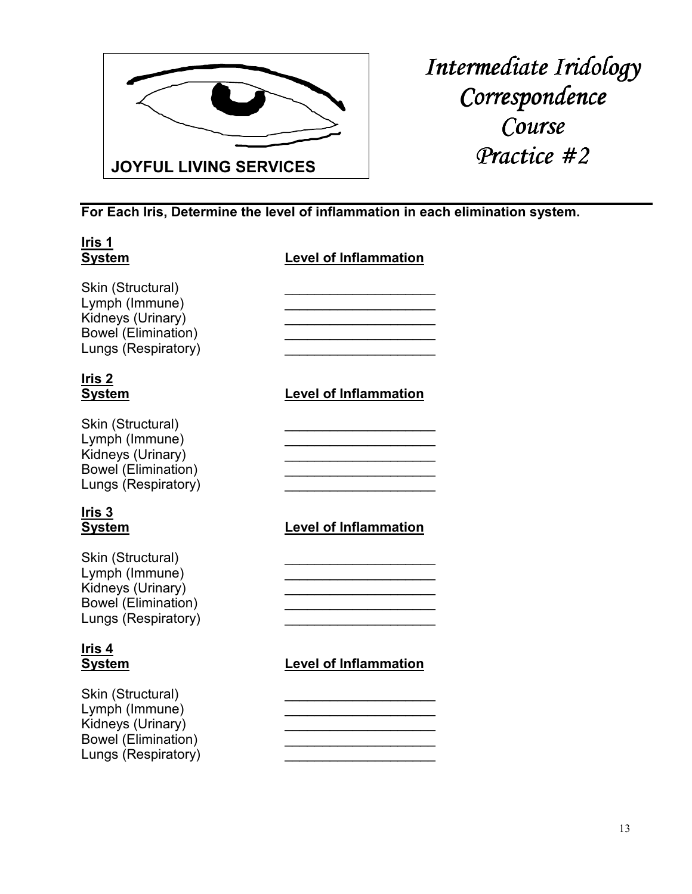**JOYFUL LIVING SERVICES**

# *Intermediate Iridology Correspondence Course Practice #2*

**For Each Iris, Determine the level of inflammation in each elimination system.**

## Iris 1

| System | Level of Inflammation |
|---|---|
| Skin (Structural) | ____________________ |
| Lymph (Immune) | ____________________ |
| Kidneys (Urinary) | ____________________ |
| Bowel (Elimination) | ____________________ |
| Lungs (Respiratory) | ____________________ |

## Iris 2

| System | Level of Inflammation |
|---|---|
| Skin (Structural) | ____________________ |
| Lymph (Immune) | ____________________ |
| Kidneys (Urinary) | ____________________ |
| Bowel (Elimination) | ____________________ |
| Lungs (Respiratory) | ____________________ |

## Iris 3

| System | Level of Inflammation |
|---|---|
| Skin (Structural) | ____________________ |
| Lymph (Immune) | ____________________ |
| Kidneys (Urinary) | ____________________ |
| Bowel (Elimination) | ____________________ |
| Lungs (Respiratory) | ____________________ |

## Iris 4

| System | Level of Inflammation |
|---|---|
| Skin (Structural) | ____________________ |
| Lymph (Immune) | ____________________ |
| Kidneys (Urinary) | ____________________ |
| Bowel (Elimination) | ____________________ |
| Lungs (Respiratory) | ____________________ |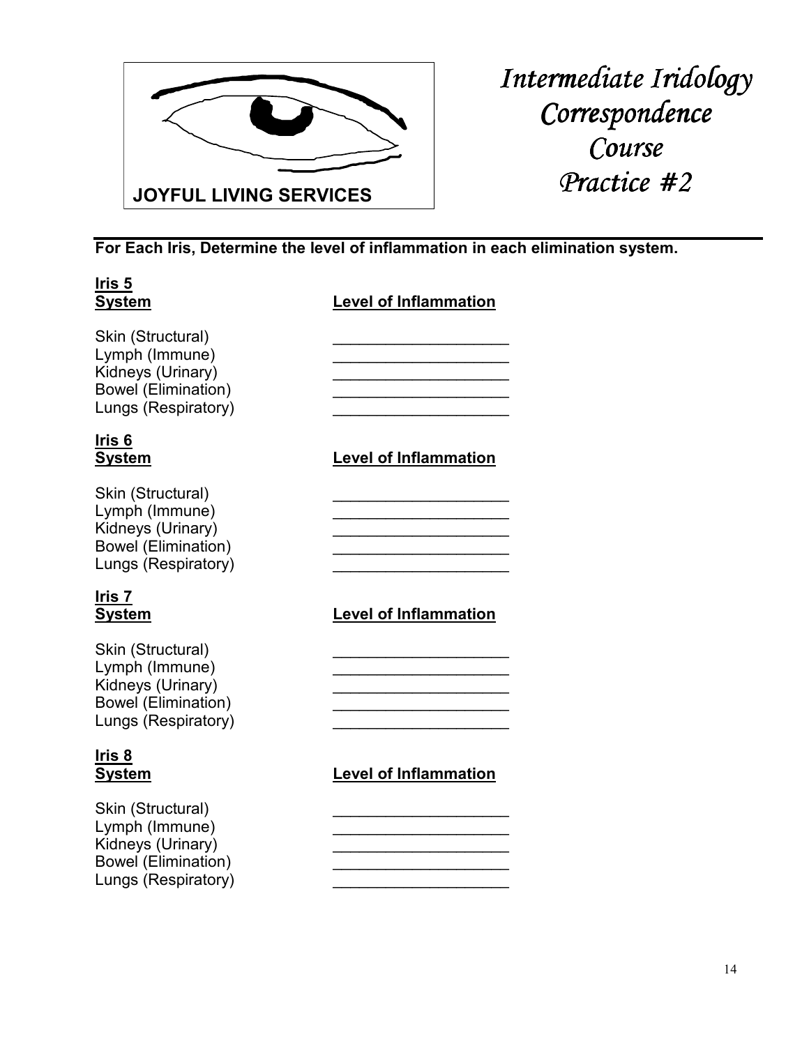JOYFUL LIVING SERVICES

# *Intermediate Iridology Correspondence Course Practice #2*

**For Each Iris, Determine the level of inflammation in each elimination system.**

**Iris 5**

| System | Level of Inflammation |
|---|---|
| Skin (Structural) | ____________________ |
| Lymph (Immune) | ____________________ |
| Kidneys (Urinary) | ____________________ |
| Bowel (Elimination) | ____________________ |
| Lungs (Respiratory) | ____________________ |

**Iris 6**

| System | Level of Inflammation |
|---|---|
| Skin (Structural) | ____________________ |
| Lymph (Immune) | ____________________ |
| Kidneys (Urinary) | ____________________ |
| Bowel (Elimination) | ____________________ |
| Lungs (Respiratory) | ____________________ |

**Iris 7**

| System | Level of Inflammation |
|---|---|
| Skin (Structural) | ____________________ |
| Lymph (Immune) | ____________________ |
| Kidneys (Urinary) | ____________________ |
| Bowel (Elimination) | ____________________ |
| Lungs (Respiratory) | ____________________ |

**Iris 8**

| System | Level of Inflammation |
|---|---|
| Skin (Structural) | ____________________ |
| Lymph (Immune) | ____________________ |
| Kidneys (Urinary) | ____________________ |
| Bowel (Elimination) | ____________________ |
| Lungs (Respiratory) | ____________________ |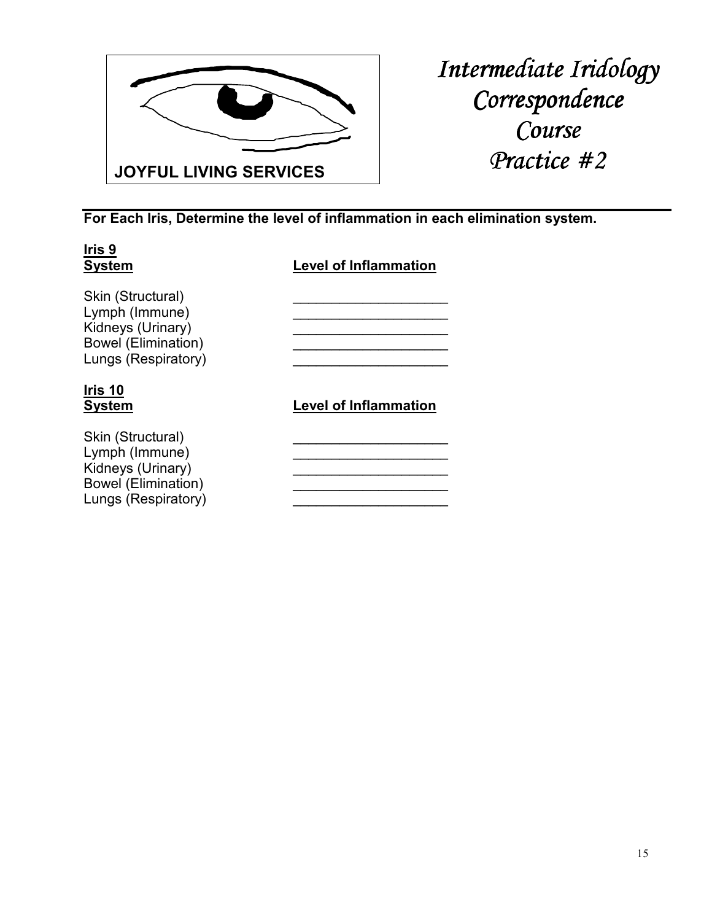JOYFUL LIVING SERVICES

# *Intermediate Iridology Correspondence Course Practice #2*

**For Each Iris, Determine the level of inflammation in each elimination system.**

**Iris 9**

| **System** | **Level of Inflammation** |
|---|---|
| Skin (Structural) | ____________________ |
| Lymph (Immune) | ____________________ |
| Kidneys (Urinary) | ____________________ |
| Bowel (Elimination) | ____________________ |
| Lungs (Respiratory) | ____________________ |

**Iris 10**

| **System** | **Level of Inflammation** |
|---|---|
| Skin (Structural) | ____________________ |
| Lymph (Immune) | ____________________ |
| Kidneys (Urinary) | ____________________ |
| Bowel (Elimination) | ____________________ |
| Lungs (Respiratory) | ____________________ |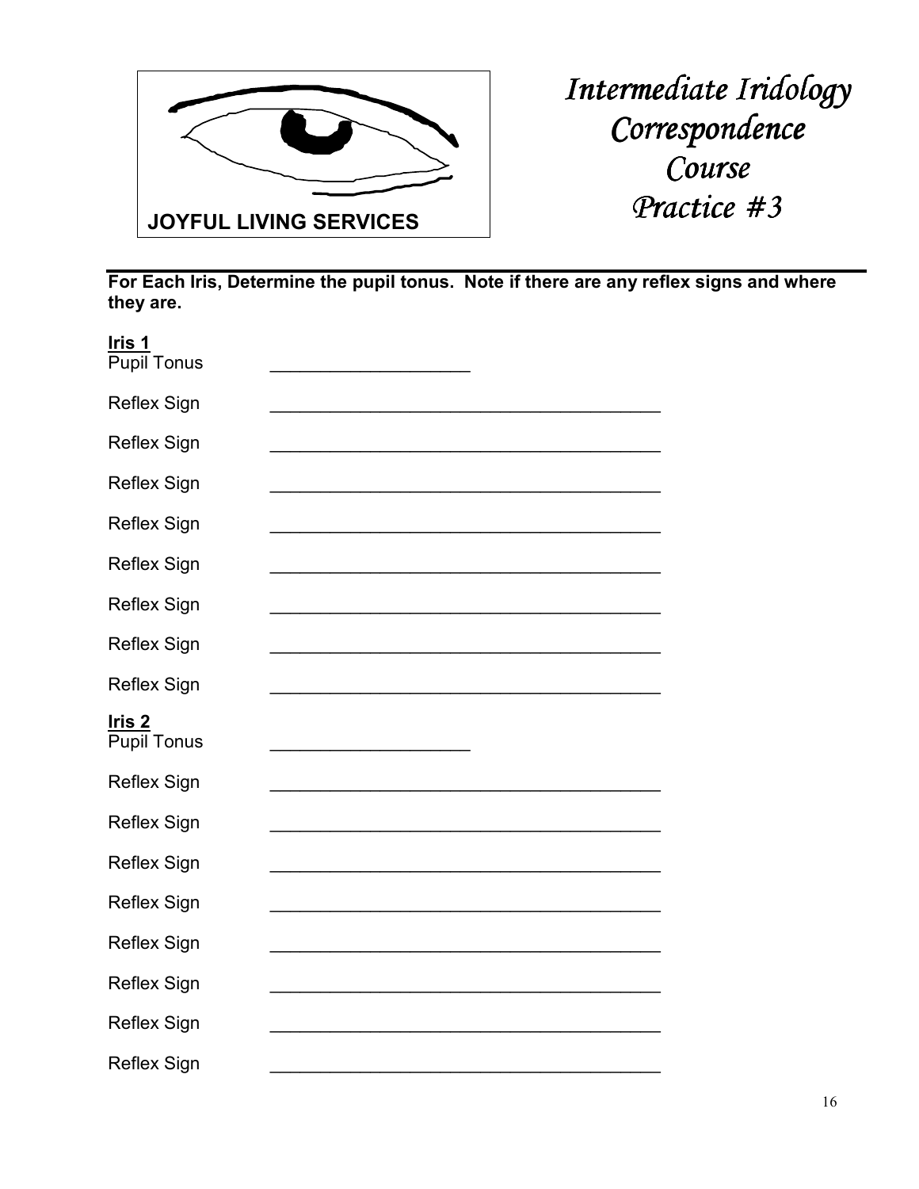JOYFUL LIVING SERVICES

# *Intermediate Iridology Correspondence Course Practice #3*

**For Each Iris, Determine the pupil tonus. Note if there are any reflex signs and where they are.**

**Iris 1**

Pupil Tonus ____________________

Reflex Sign ________________________________________

Reflex Sign ________________________________________

Reflex Sign ________________________________________

Reflex Sign ________________________________________

Reflex Sign ________________________________________

Reflex Sign ________________________________________

Reflex Sign ________________________________________

Reflex Sign ________________________________________

**Iris 2**

Pupil Tonus ____________________

Reflex Sign ________________________________________

Reflex Sign ________________________________________

Reflex Sign ________________________________________

Reflex Sign ________________________________________

Reflex Sign ________________________________________

Reflex Sign ________________________________________

Reflex Sign ________________________________________

Reflex Sign ________________________________________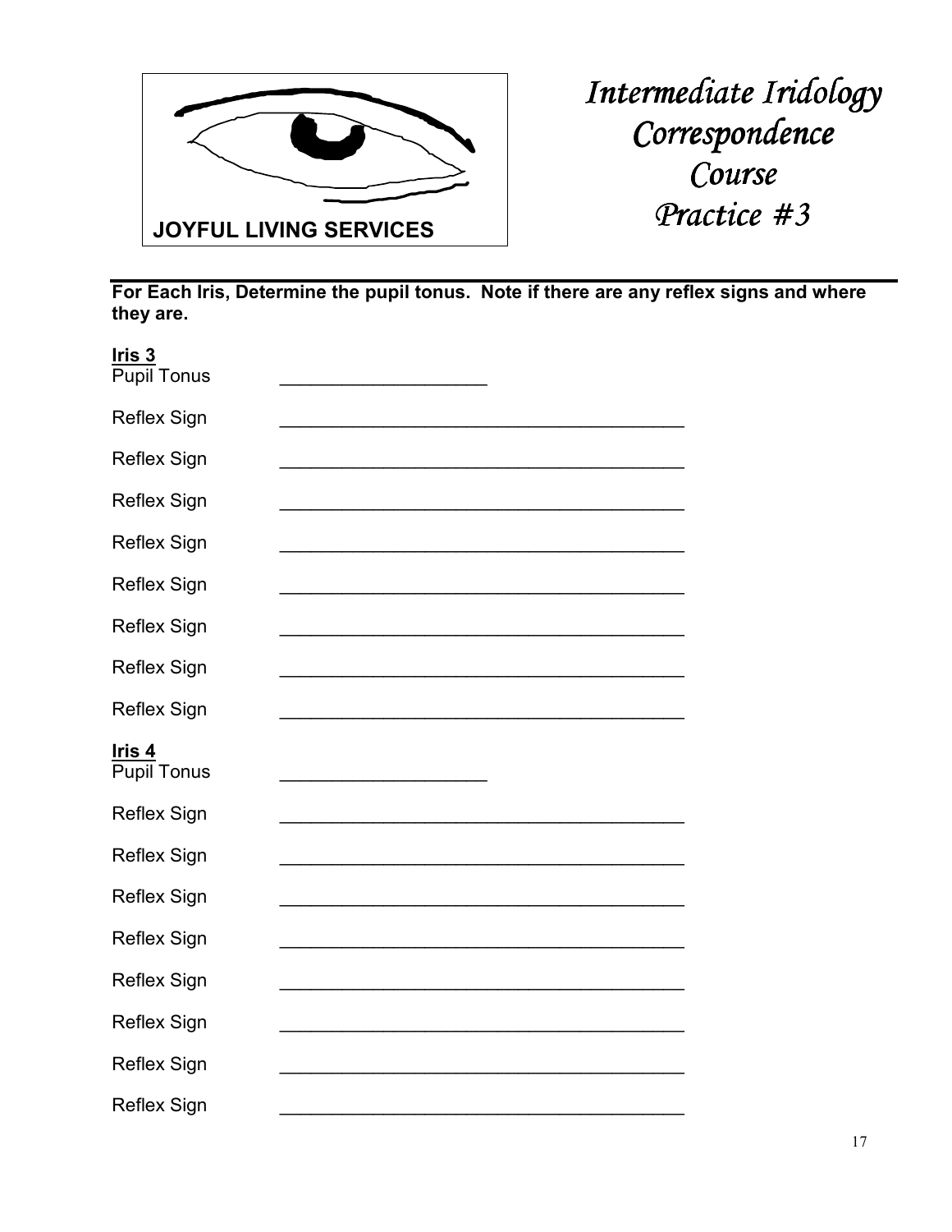JOYFUL LIVING SERVICES

# *Intermediate Iridology Correspondence Course Practice #3*

**For Each Iris, Determine the pupil tonus. Note if there are any reflex signs and where they are.**

**Iris 3**

Pupil Tonus ____________________

Reflex Sign ________________________________________

Reflex Sign ________________________________________

Reflex Sign ________________________________________

Reflex Sign ________________________________________

Reflex Sign ________________________________________

Reflex Sign ________________________________________

Reflex Sign ________________________________________

Reflex Sign ________________________________________

**Iris 4**

Pupil Tonus ____________________

Reflex Sign ________________________________________

Reflex Sign ________________________________________

Reflex Sign ________________________________________

Reflex Sign ________________________________________

Reflex Sign ________________________________________

Reflex Sign ________________________________________

Reflex Sign ________________________________________

Reflex Sign ________________________________________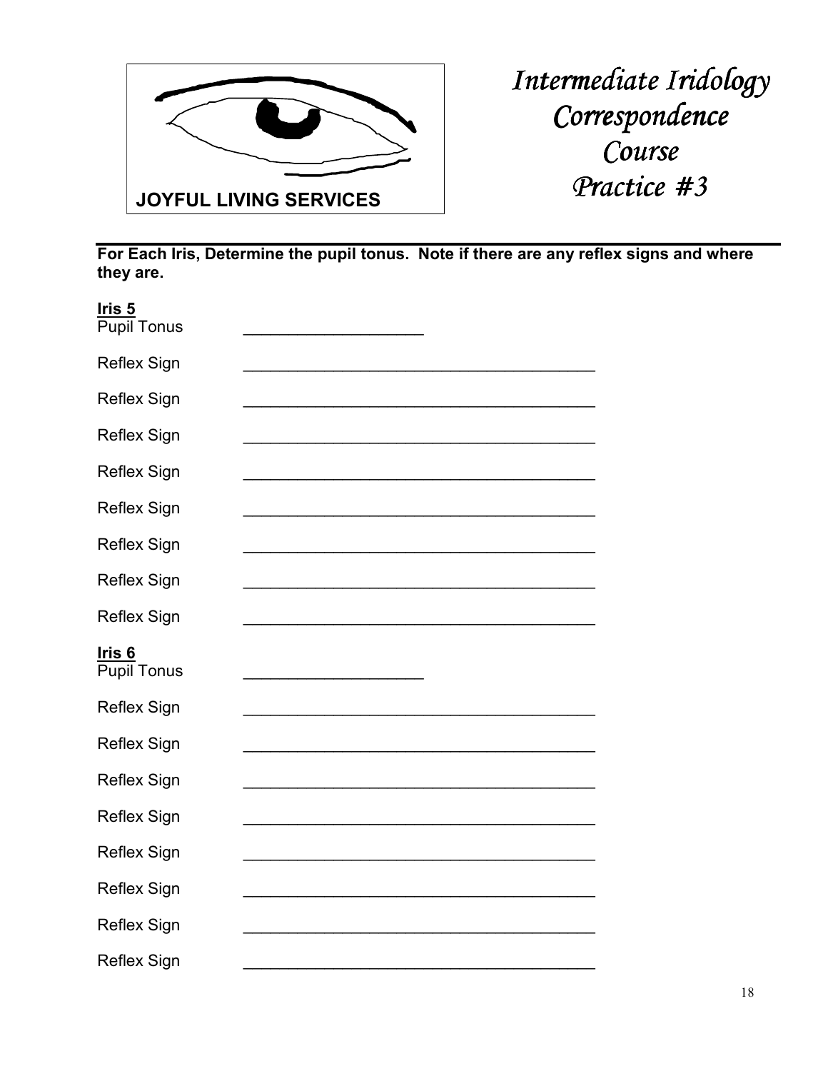JOYFUL LIVING SERVICES

# *Intermediate Iridology Correspondence Course Practice #3*

---

**For Each Iris, Determine the pupil tonus. Note if there are any reflex signs and where they are.**

**Iris 5**

Pupil Tonus ____________________

Reflex Sign ______________________________________

Reflex Sign ______________________________________

Reflex Sign ______________________________________

Reflex Sign ______________________________________

Reflex Sign ______________________________________

Reflex Sign ______________________________________

Reflex Sign ______________________________________

Reflex Sign ______________________________________

**Iris 6**

Pupil Tonus ____________________

Reflex Sign ______________________________________

Reflex Sign ______________________________________

Reflex Sign ______________________________________

Reflex Sign ______________________________________

Reflex Sign ______________________________________

Reflex Sign ______________________________________

Reflex Sign ______________________________________

Reflex Sign ______________________________________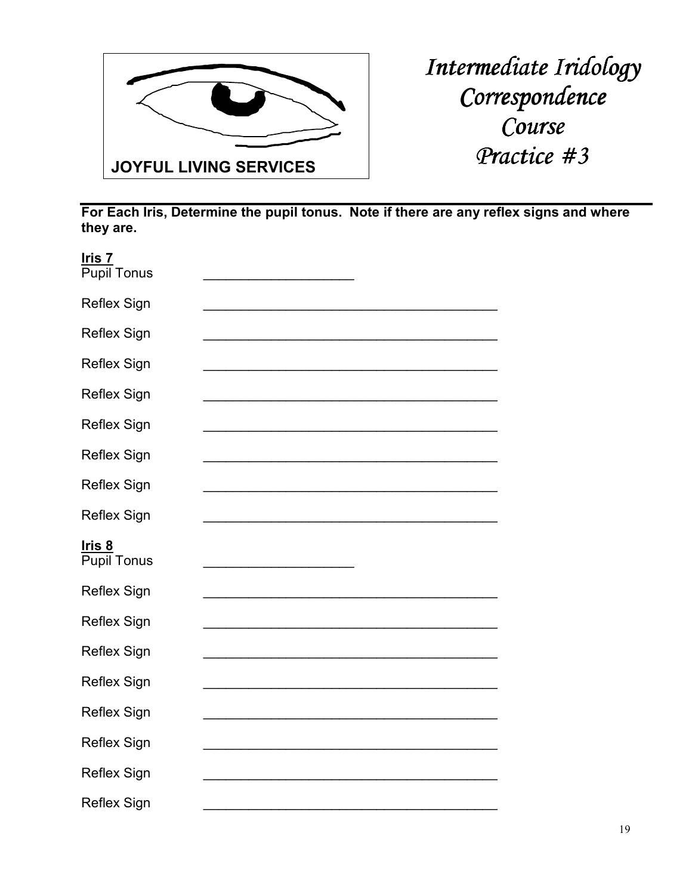JOYFUL LIVING SERVICES

# *Intermediate Iridology Correspondence Course Practice #3*

**For Each Iris, Determine the pupil tonus. Note if there are any reflex signs and where they are.**

**Iris 7**

Pupil Tonus ____________________

Reflex Sign ________________________________________

Reflex Sign ________________________________________

Reflex Sign ________________________________________

Reflex Sign ________________________________________

Reflex Sign ________________________________________

Reflex Sign ________________________________________

Reflex Sign ________________________________________

Reflex Sign ________________________________________

**Iris 8**

Pupil Tonus ____________________

Reflex Sign ________________________________________

Reflex Sign ________________________________________

Reflex Sign ________________________________________

Reflex Sign ________________________________________

Reflex Sign ________________________________________

Reflex Sign ________________________________________

Reflex Sign ________________________________________

Reflex Sign ________________________________________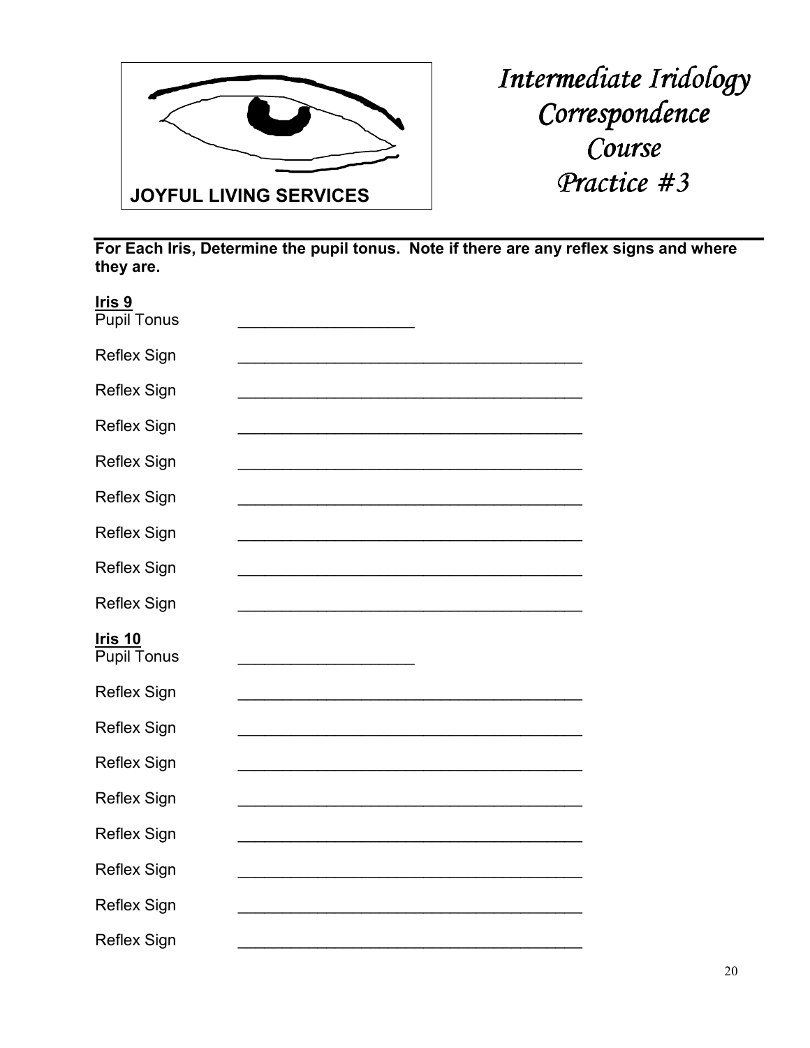JOYFUL LIVING SERVICES

# *Intermediate Iridology Correspondence Course Practice #3*

**For Each Iris, Determine the pupil tonus. Note if there are any reflex signs and where they are.**

**Iris 9**

Pupil Tonus ____________________

Reflex Sign ________________________________________

Reflex Sign ________________________________________

Reflex Sign ________________________________________

Reflex Sign ________________________________________

Reflex Sign ________________________________________

Reflex Sign ________________________________________

Reflex Sign ________________________________________

Reflex Sign ________________________________________

**Iris 10**

Pupil Tonus ____________________

Reflex Sign ________________________________________

Reflex Sign ________________________________________

Reflex Sign ________________________________________

Reflex Sign ________________________________________

Reflex Sign ________________________________________

Reflex Sign ________________________________________

Reflex Sign ________________________________________

Reflex Sign ________________________________________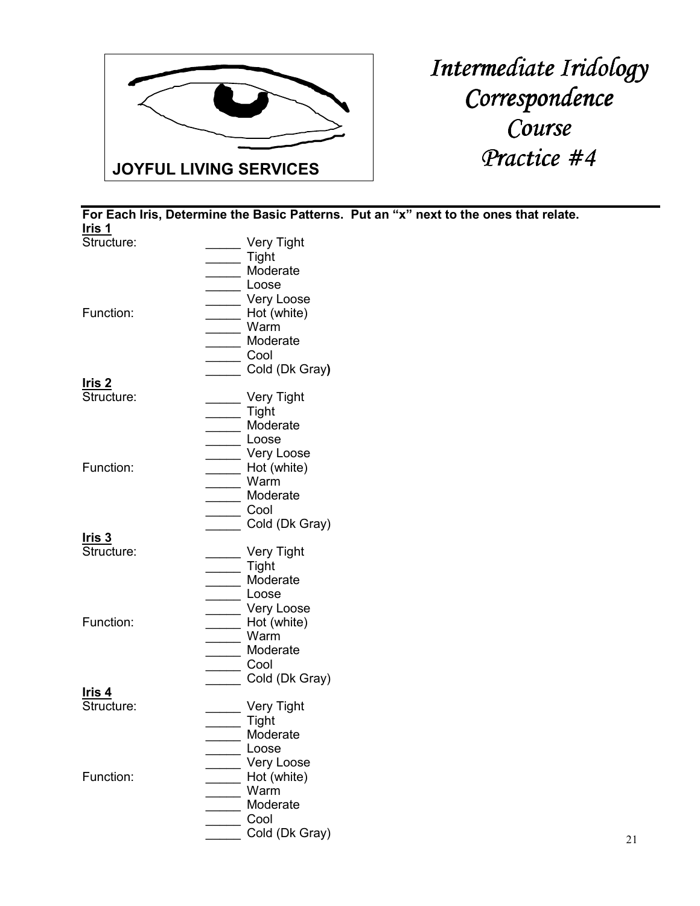JOYFUL LIVING SERVICES

# *Intermediate Iridology Correspondence Course Practice #4*

---

**For Each Iris, Determine the Basic Patterns. Put an "x" next to the ones that relate.**

**Iris 1**

Structure:
_____ Very Tight
_____ Tight
_____ Moderate
_____ Loose
_____ Very Loose

Function:
_____ Hot (white)
_____ Warm
_____ Moderate
_____ Cool
_____ Cold (Dk Gray)

**Iris 2**

Structure:
_____ Very Tight
_____ Tight
_____ Moderate
_____ Loose
_____ Very Loose

Function:
_____ Hot (white)
_____ Warm
_____ Moderate
_____ Cool
_____ Cold (Dk Gray)

**Iris 3**

Structure:
_____ Very Tight
_____ Tight
_____ Moderate
_____ Loose
_____ Very Loose

Function:
_____ Hot (white)
_____ Warm
_____ Moderate
_____ Cool
_____ Cold (Dk Gray)

**Iris 4**

Structure:
_____ Very Tight
_____ Tight
_____ Moderate
_____ Loose
_____ Very Loose

Function:
_____ Hot (white)
_____ Warm
_____ Moderate
_____ Cool
_____ Cold (Dk Gray)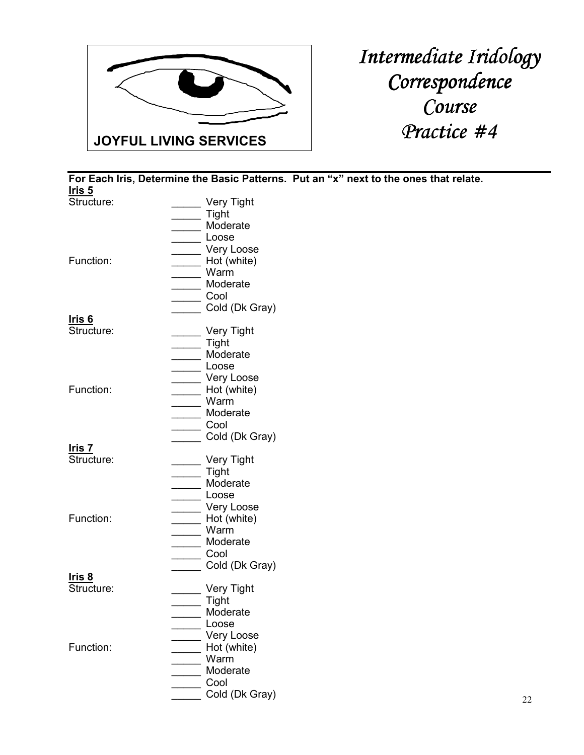JOYFUL LIVING SERVICES

# *Intermediate Iridology Correspondence Course Practice #4*

**For Each Iris, Determine the Basic Patterns. Put an "x" next to the ones that relate.**

**Iris 5**

Structure:
- _____ Very Tight
- _____ Tight
- _____ Moderate
- _____ Loose
- _____ Very Loose

Function:
- _____ Hot (white)
- _____ Warm
- _____ Moderate
- _____ Cool
- _____ Cold (Dk Gray)

**Iris 6**

Structure:
- _____ Very Tight
- _____ Tight
- _____ Moderate
- _____ Loose
- _____ Very Loose

Function:
- _____ Hot (white)
- _____ Warm
- _____ Moderate
- _____ Cool
- _____ Cold (Dk Gray)

**Iris 7**

Structure:
- _____ Very Tight
- _____ Tight
- _____ Moderate
- _____ Loose
- _____ Very Loose

Function:
- _____ Hot (white)
- _____ Warm
- _____ Moderate
- _____ Cool
- _____ Cold (Dk Gray)

**Iris 8**

Structure:
- _____ Very Tight
- _____ Tight
- _____ Moderate
- _____ Loose
- _____ Very Loose

Function:
- _____ Hot (white)
- _____ Warm
- _____ Moderate
- _____ Cool
- _____ Cold (Dk Gray)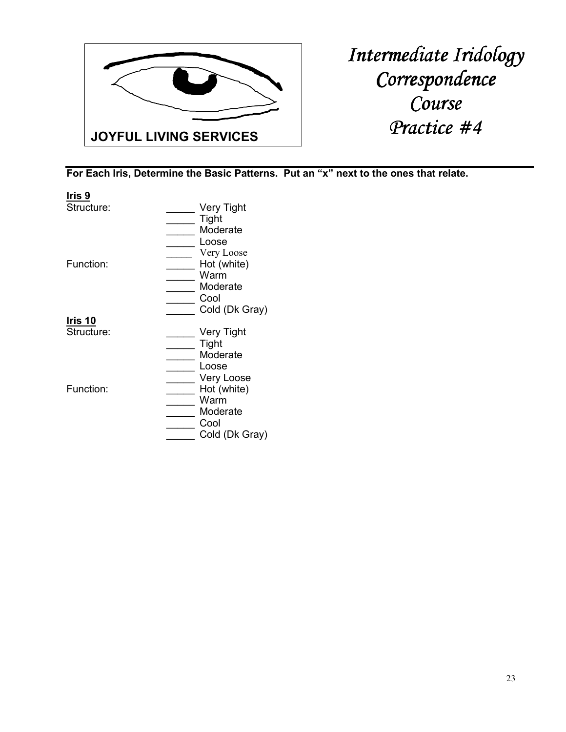JOYFUL LIVING SERVICES

# *Intermediate Iridology Correspondence Course Practice #4*

**For Each Iris, Determine the Basic Patterns. Put an "x" next to the ones that relate.**

**Iris 9**

Structure:
- _____ Very Tight
- _____ Tight
- _____ Moderate
- _____ Loose
- _____ Very Loose

Function:
- _____ Hot (white)
- _____ Warm
- _____ Moderate
- _____ Cool
- _____ Cold (Dk Gray)

**Iris 10**

Structure:
- _____ Very Tight
- _____ Tight
- _____ Moderate
- _____ Loose
- _____ Very Loose

Function:
- _____ Hot (white)
- _____ Warm
- _____ Moderate
- _____ Cool
- _____ Cold (Dk Gray)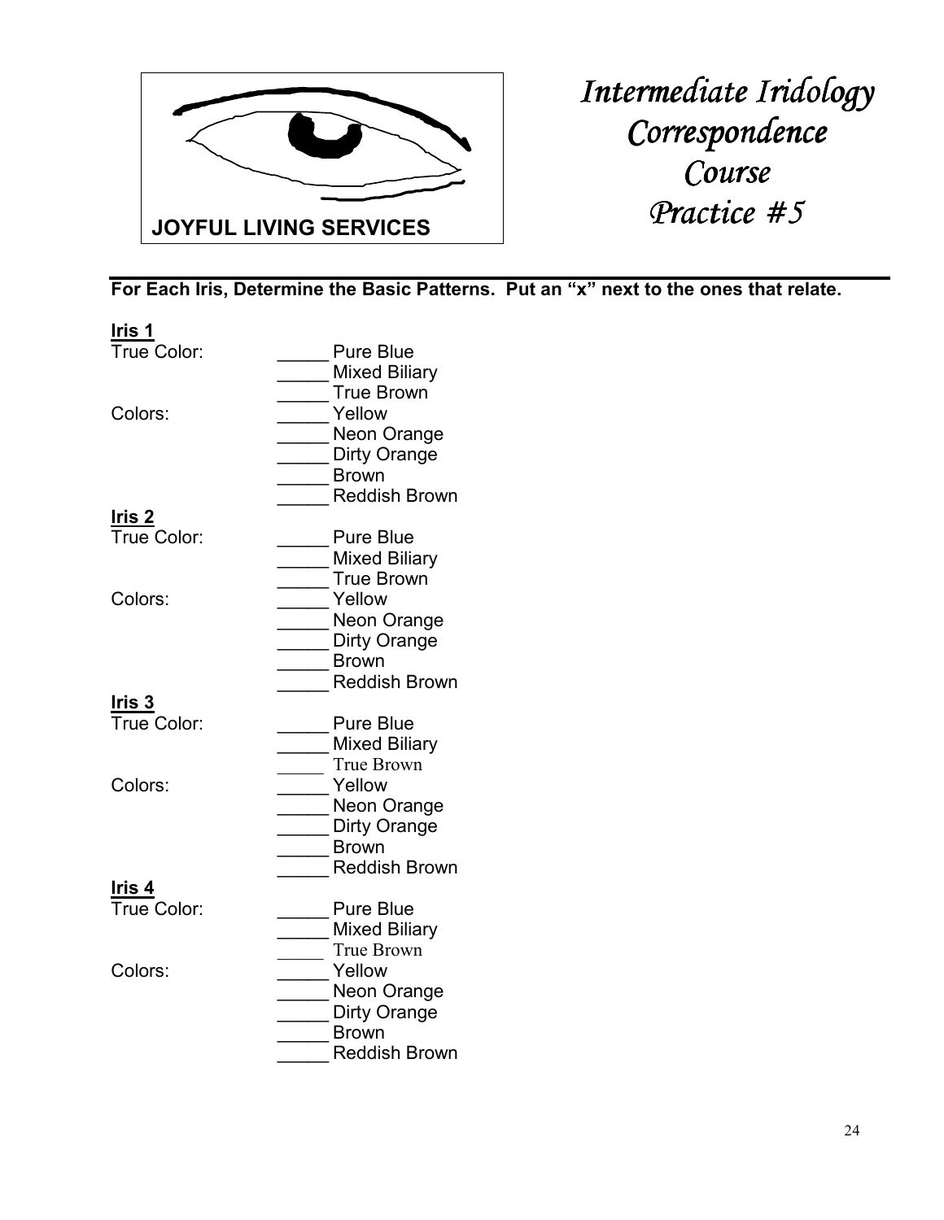JOYFUL LIVING SERVICES

# *Intermediate Iridology Correspondence Course Practice #5*

**For Each Iris, Determine the Basic Patterns. Put an "x" next to the ones that relate.**

**Iris 1**

True Color:
- _____ Pure Blue
- _____ Mixed Biliary
- _____ True Brown

Colors:
- _____ Yellow
- _____ Neon Orange
- _____ Dirty Orange
- _____ Brown
- _____ Reddish Brown

**Iris 2**

True Color:
- _____ Pure Blue
- _____ Mixed Biliary
- _____ True Brown

Colors:
- _____ Yellow
- _____ Neon Orange
- _____ Dirty Orange
- _____ Brown
- _____ Reddish Brown

**Iris 3**

True Color:
- _____ Pure Blue
- _____ Mixed Biliary
- _____ True Brown

Colors:
- _____ Yellow
- _____ Neon Orange
- _____ Dirty Orange
- _____ Brown
- _____ Reddish Brown

**Iris 4**

True Color:
- _____ Pure Blue
- _____ Mixed Biliary
- _____ True Brown

Colors:
- _____ Yellow
- _____ Neon Orange
- _____ Dirty Orange
- _____ Brown
- _____ Reddish Brown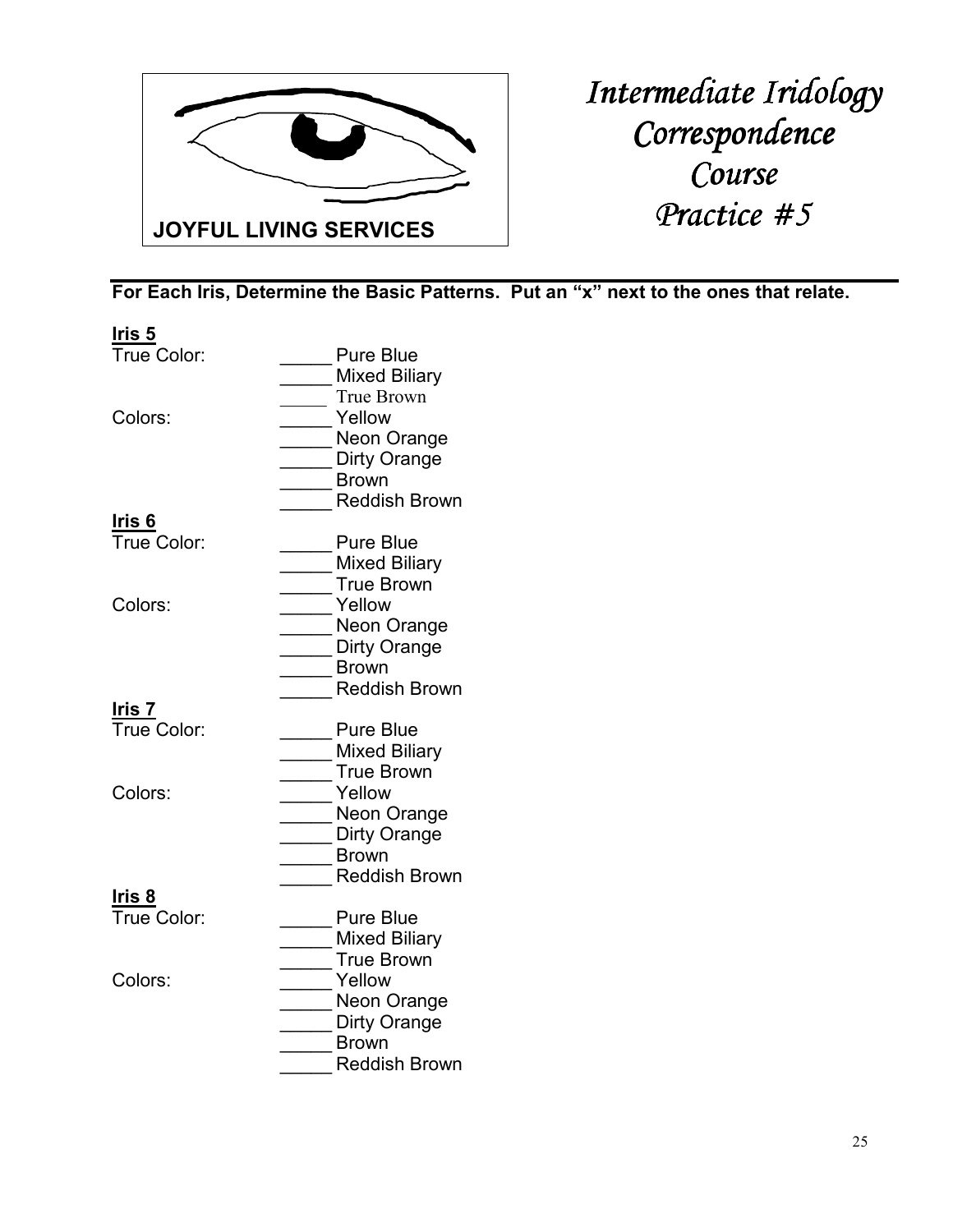JOYFUL LIVING SERVICES

# *Intermediate Iridology Correspondence Course Practice #5*

---

**For Each Iris, Determine the Basic Patterns. Put an "x" next to the ones that relate.**

**Iris 5**

True Color:
- _____ Pure Blue
- _____ Mixed Biliary
- _____ True Brown

Colors:
- _____ Yellow
- _____ Neon Orange
- _____ Dirty Orange
- _____ Brown
- _____ Reddish Brown

**Iris 6**

True Color:
- _____ Pure Blue
- _____ Mixed Biliary
- _____ True Brown

Colors:
- _____ Yellow
- _____ Neon Orange
- _____ Dirty Orange
- _____ Brown
- _____ Reddish Brown

**Iris 7**

True Color:
- _____ Pure Blue
- _____ Mixed Biliary
- _____ True Brown

Colors:
- _____ Yellow
- _____ Neon Orange
- _____ Dirty Orange
- _____ Brown
- _____ Reddish Brown

**Iris 8**

True Color:
- _____ Pure Blue
- _____ Mixed Biliary
- _____ True Brown

Colors:
- _____ Yellow
- _____ Neon Orange
- _____ Dirty Orange
- _____ Brown
- _____ Reddish Brown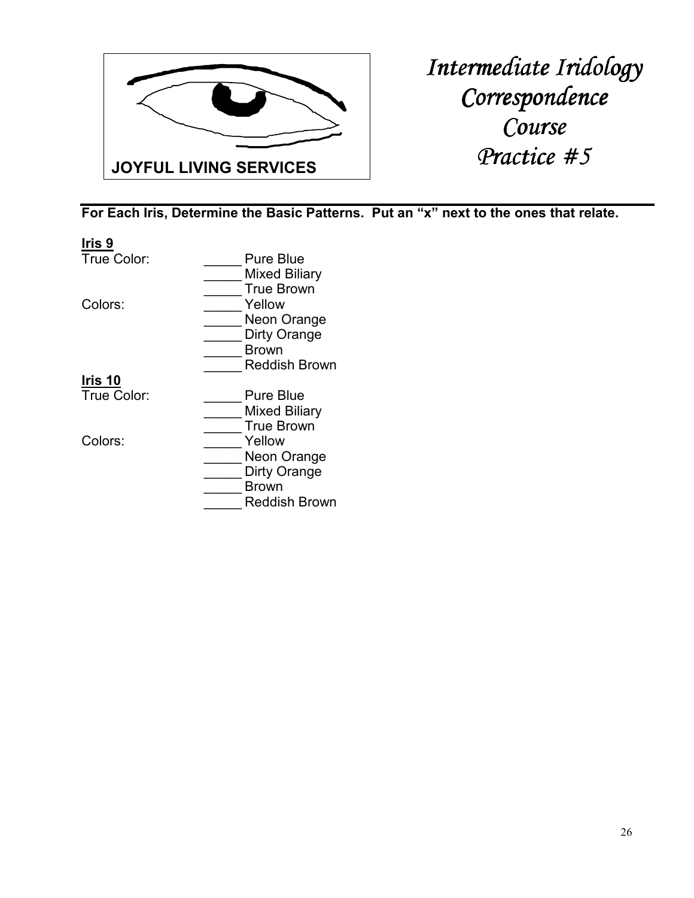JOYFUL LIVING SERVICES

# *Intermediate Iridology Correspondence Course Practice #5*

**For Each Iris, Determine the Basic Patterns. Put an "x" next to the ones that relate.**

**Iris 9**

True Color:
- _____ Pure Blue
- _____ Mixed Biliary
- _____ True Brown

Colors:
- _____ Yellow
- _____ Neon Orange
- _____ Dirty Orange
- _____ Brown
- _____ Reddish Brown

**Iris 10**

True Color:
- _____ Pure Blue
- _____ Mixed Biliary
- _____ True Brown

Colors:
- _____ Yellow
- _____ Neon Orange
- _____ Dirty Orange
- _____ Brown
- _____ Reddish Brown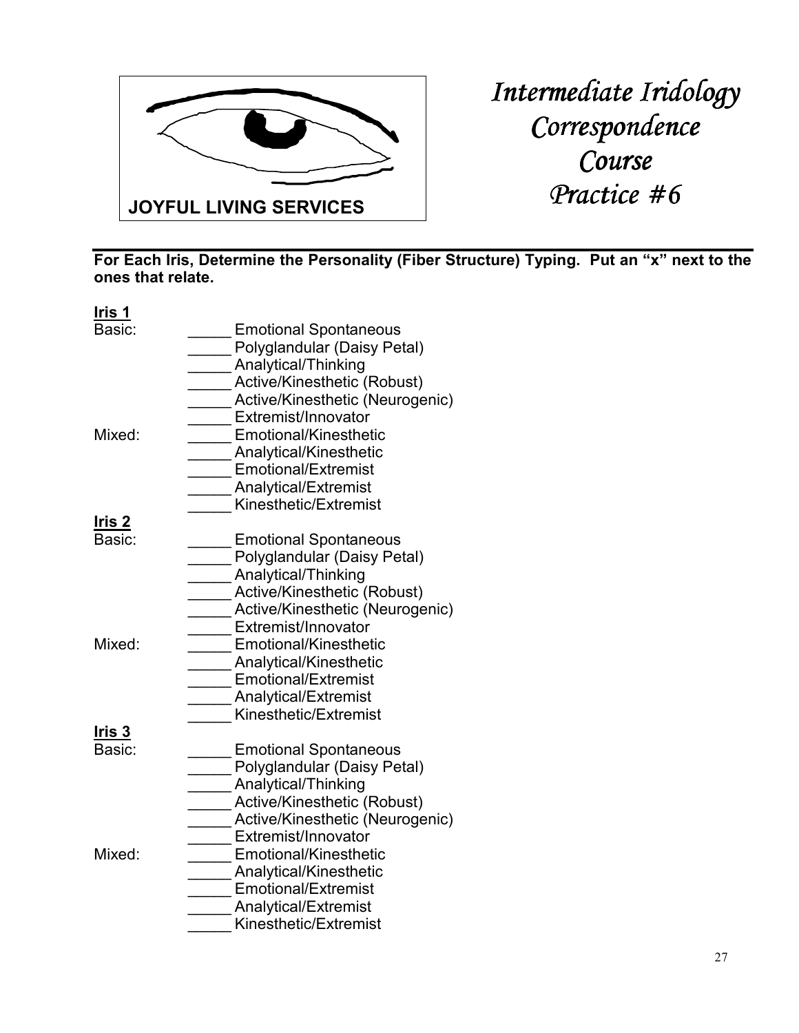JOYFUL LIVING SERVICES

# *Intermediate Iridology Correspondence Course Practice #6*

---

**For Each Iris, Determine the Personality (Fiber Structure) Typing. Put an "x" next to the ones that relate.**

**Iris 1**

Basic:
_____ Emotional Spontaneous
_____ Polyglandular (Daisy Petal)
_____ Analytical/Thinking
_____ Active/Kinesthetic (Robust)
_____ Active/Kinesthetic (Neurogenic)
_____ Extremist/Innovator

Mixed:
_____ Emotional/Kinesthetic
_____ Analytical/Kinesthetic
_____ Emotional/Extremist
_____ Analytical/Extremist
_____ Kinesthetic/Extremist

**Iris 2**

Basic:
_____ Emotional Spontaneous
_____ Polyglandular (Daisy Petal)
_____ Analytical/Thinking
_____ Active/Kinesthetic (Robust)
_____ Active/Kinesthetic (Neurogenic)
_____ Extremist/Innovator

Mixed:
_____ Emotional/Kinesthetic
_____ Analytical/Kinesthetic
_____ Emotional/Extremist
_____ Analytical/Extremist
_____ Kinesthetic/Extremist

**Iris 3**

Basic:
_____ Emotional Spontaneous
_____ Polyglandular (Daisy Petal)
_____ Analytical/Thinking
_____ Active/Kinesthetic (Robust)
_____ Active/Kinesthetic (Neurogenic)
_____ Extremist/Innovator

Mixed:
_____ Emotional/Kinesthetic
_____ Analytical/Kinesthetic
_____ Emotional/Extremist
_____ Analytical/Extremist
_____ Kinesthetic/Extremist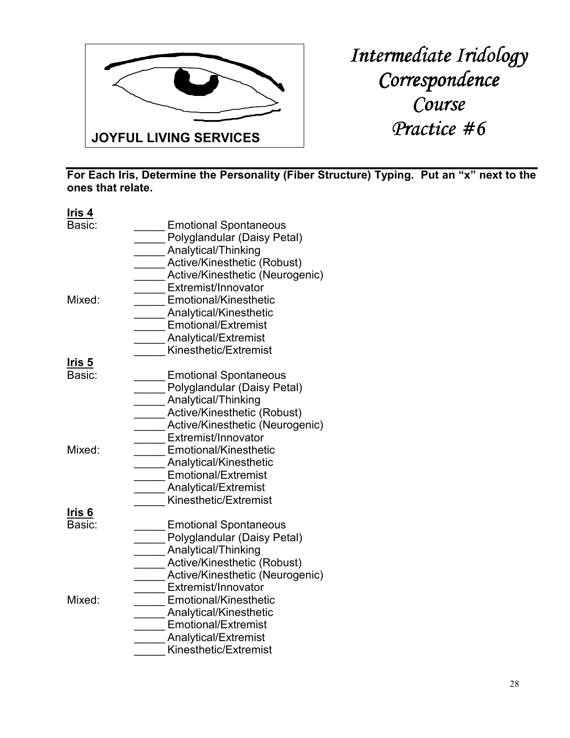JOYFUL LIVING SERVICES

# *Intermediate Iridology Correspondence Course Practice #6*

**For Each Iris, Determine the Personality (Fiber Structure) Typing. Put an "x" next to the ones that relate.**

**Iris 4**

Basic:
- _____ Emotional Spontaneous
- _____ Polyglandular (Daisy Petal)
- _____ Analytical/Thinking
- _____ Active/Kinesthetic (Robust)
- _____ Active/Kinesthetic (Neurogenic)
- _____ Extremist/Innovator

Mixed:
- _____ Emotional/Kinesthetic
- _____ Analytical/Kinesthetic
- _____ Emotional/Extremist
- _____ Analytical/Extremist
- _____ Kinesthetic/Extremist

**Iris 5**

Basic:
- _____ Emotional Spontaneous
- _____ Polyglandular (Daisy Petal)
- _____ Analytical/Thinking
- _____ Active/Kinesthetic (Robust)
- _____ Active/Kinesthetic (Neurogenic)
- _____ Extremist/Innovator

Mixed:
- _____ Emotional/Kinesthetic
- _____ Analytical/Kinesthetic
- _____ Emotional/Extremist
- _____ Analytical/Extremist
- _____ Kinesthetic/Extremist

**Iris 6**

Basic:
- _____ Emotional Spontaneous
- _____ Polyglandular (Daisy Petal)
- _____ Analytical/Thinking
- _____ Active/Kinesthetic (Robust)
- _____ Active/Kinesthetic (Neurogenic)
- _____ Extremist/Innovator

Mixed:
- _____ Emotional/Kinesthetic
- _____ Analytical/Kinesthetic
- _____ Emotional/Extremist
- _____ Analytical/Extremist
- _____ Kinesthetic/Extremist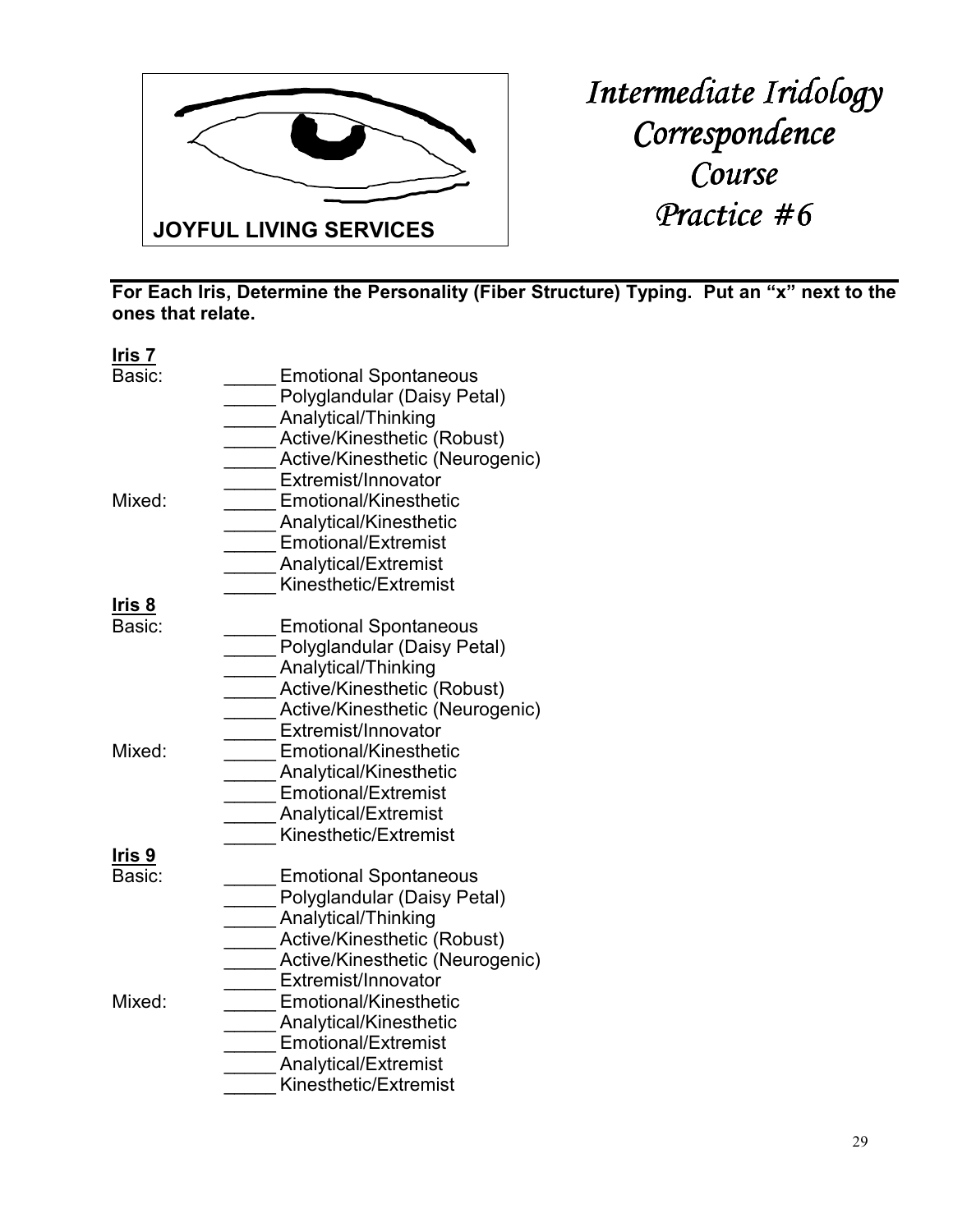JOYFUL LIVING SERVICES

# *Intermediate Iridology Correspondence Course Practice #6*

**For Each Iris, Determine the Personality (Fiber Structure) Typing. Put an "x" next to the ones that relate.**

**Iris 7**

Basic:

_____ Emotional Spontaneous
_____ Polyglandular (Daisy Petal)
_____ Analytical/Thinking
_____ Active/Kinesthetic (Robust)
_____ Active/Kinesthetic (Neurogenic)
_____ Extremist/Innovator

Mixed:

_____ Emotional/Kinesthetic
_____ Analytical/Kinesthetic
_____ Emotional/Extremist
_____ Analytical/Extremist
_____ Kinesthetic/Extremist

**Iris 8**

Basic:

_____ Emotional Spontaneous
_____ Polyglandular (Daisy Petal)
_____ Analytical/Thinking
_____ Active/Kinesthetic (Robust)
_____ Active/Kinesthetic (Neurogenic)
_____ Extremist/Innovator

Mixed:

_____ Emotional/Kinesthetic
_____ Analytical/Kinesthetic
_____ Emotional/Extremist
_____ Analytical/Extremist
_____ Kinesthetic/Extremist

**Iris 9**

Basic:

_____ Emotional Spontaneous
_____ Polyglandular (Daisy Petal)
_____ Analytical/Thinking
_____ Active/Kinesthetic (Robust)
_____ Active/Kinesthetic (Neurogenic)
_____ Extremist/Innovator

Mixed:

_____ Emotional/Kinesthetic
_____ Analytical/Kinesthetic
_____ Emotional/Extremist
_____ Analytical/Extremist
_____ Kinesthetic/Extremist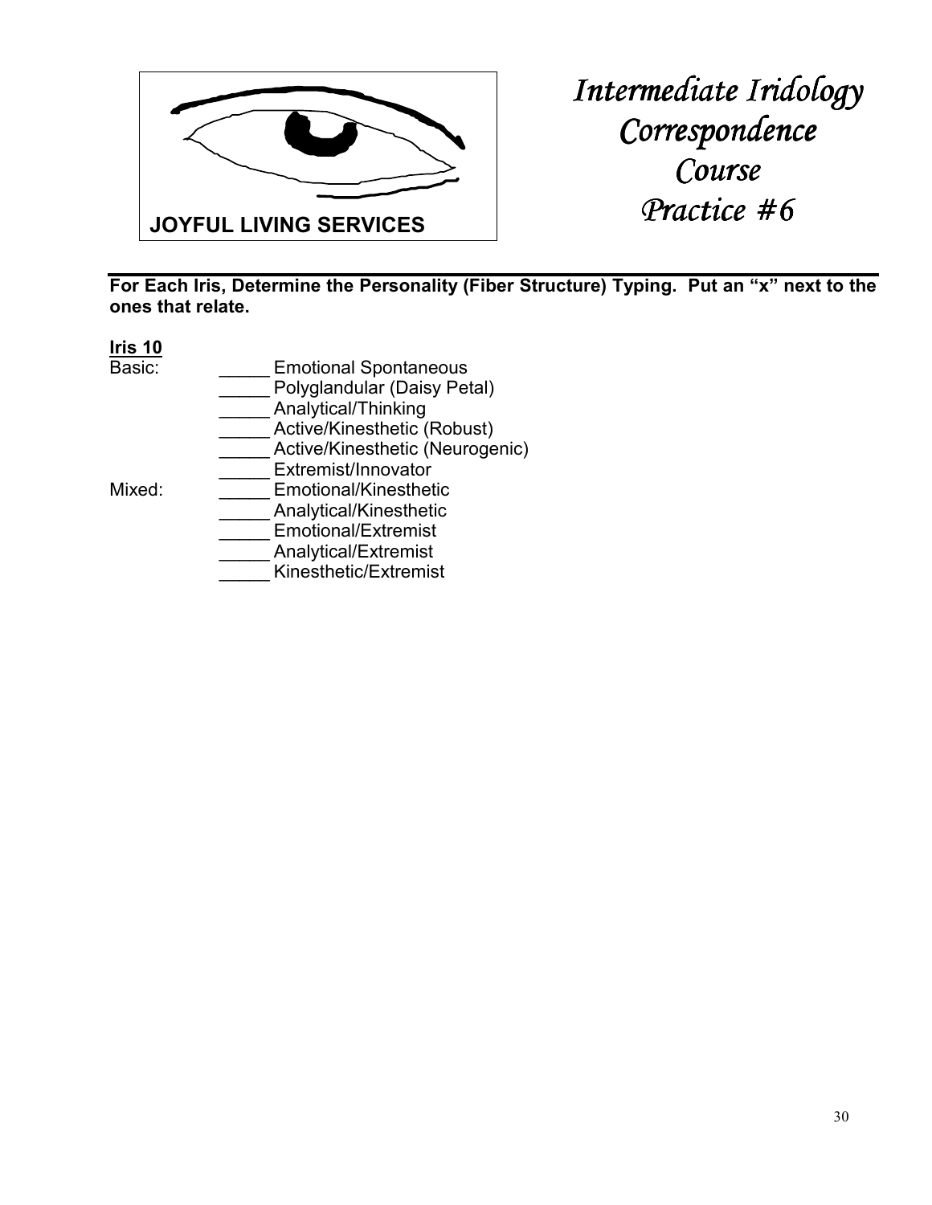JOYFUL LIVING SERVICES

# *Intermediate Iridology Correspondence Course Practice #6*

---

**For Each Iris, Determine the Personality (Fiber Structure) Typing. Put an "x" next to the ones that relate.**

**Iris 10**

Basic:
- _____ Emotional Spontaneous
- _____ Polyglandular (Daisy Petal)
- _____ Analytical/Thinking
- _____ Active/Kinesthetic (Robust)
- _____ Active/Kinesthetic (Neurogenic)
- _____ Extremist/Innovator

Mixed:
- _____ Emotional/Kinesthetic
- _____ Analytical/Kinesthetic
- _____ Emotional/Extremist
- _____ Analytical/Extremist
- _____ Kinesthetic/Extremist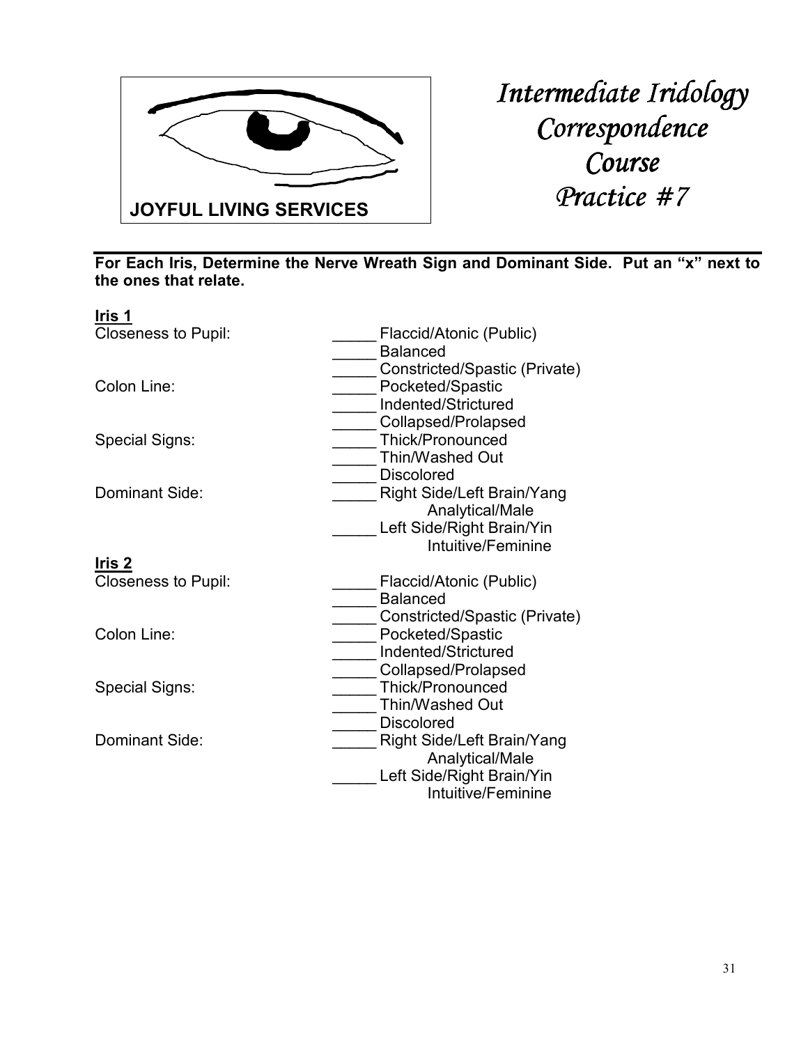JOYFUL LIVING SERVICES

# *Intermediate Iridology Correspondence Course Practice #7*

**For Each Iris, Determine the Nerve Wreath Sign and Dominant Side. Put an "x" next to the ones that relate.**

**Iris 1**

Closeness to Pupil:
- _____ Flaccid/Atonic (Public)
- _____ Balanced
- _____ Constricted/Spastic (Private)

Colon Line:
- _____ Pocketed/Spastic
- _____ Indented/Strictured
- _____ Collapsed/Prolapsed

Special Signs:
- _____ Thick/Pronounced
- _____ Thin/Washed Out
- _____ Discolored

Dominant Side:
- _____ Right Side/Left Brain/Yang Analytical/Male
- _____ Left Side/Right Brain/Yin Intuitive/Feminine

**Iris 2**

Closeness to Pupil:
- _____ Flaccid/Atonic (Public)
- _____ Balanced
- _____ Constricted/Spastic (Private)

Colon Line:
- _____ Pocketed/Spastic
- _____ Indented/Strictured
- _____ Collapsed/Prolapsed

Special Signs:
- _____ Thick/Pronounced
- _____ Thin/Washed Out
- _____ Discolored

Dominant Side:
- _____ Right Side/Left Brain/Yang Analytical/Male
- _____ Left Side/Right Brain/Yin Intuitive/Feminine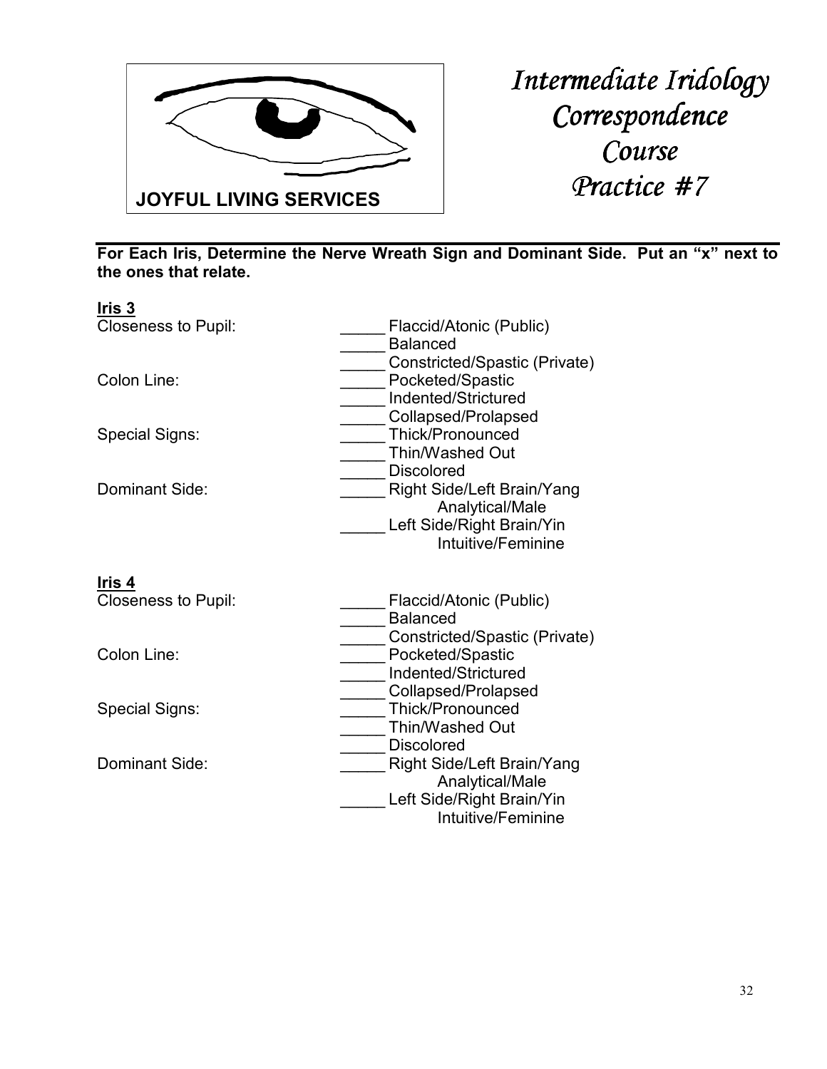JOYFUL LIVING SERVICES

# *Intermediate Iridology Correspondence Course Practice #7*

**For Each Iris, Determine the Nerve Wreath Sign and Dominant Side. Put an "x" next to the ones that relate.**

**Iris 3**

Closeness to Pupil:
- _____ Flaccid/Atonic (Public)
- _____ Balanced
- _____ Constricted/Spastic (Private)

Colon Line:
- _____ Pocketed/Spastic
- _____ Indented/Strictured
- _____ Collapsed/Prolapsed

Special Signs:
- _____ Thick/Pronounced
- _____ Thin/Washed Out
- _____ Discolored

Dominant Side:
- _____ Right Side/Left Brain/Yang Analytical/Male
- _____ Left Side/Right Brain/Yin Intuitive/Feminine

**Iris 4**

Closeness to Pupil:
- _____ Flaccid/Atonic (Public)
- _____ Balanced
- _____ Constricted/Spastic (Private)

Colon Line:
- _____ Pocketed/Spastic
- _____ Indented/Strictured
- _____ Collapsed/Prolapsed

Special Signs:
- _____ Thick/Pronounced
- _____ Thin/Washed Out
- _____ Discolored

Dominant Side:
- _____ Right Side/Left Brain/Yang Analytical/Male
- _____ Left Side/Right Brain/Yin Intuitive/Feminine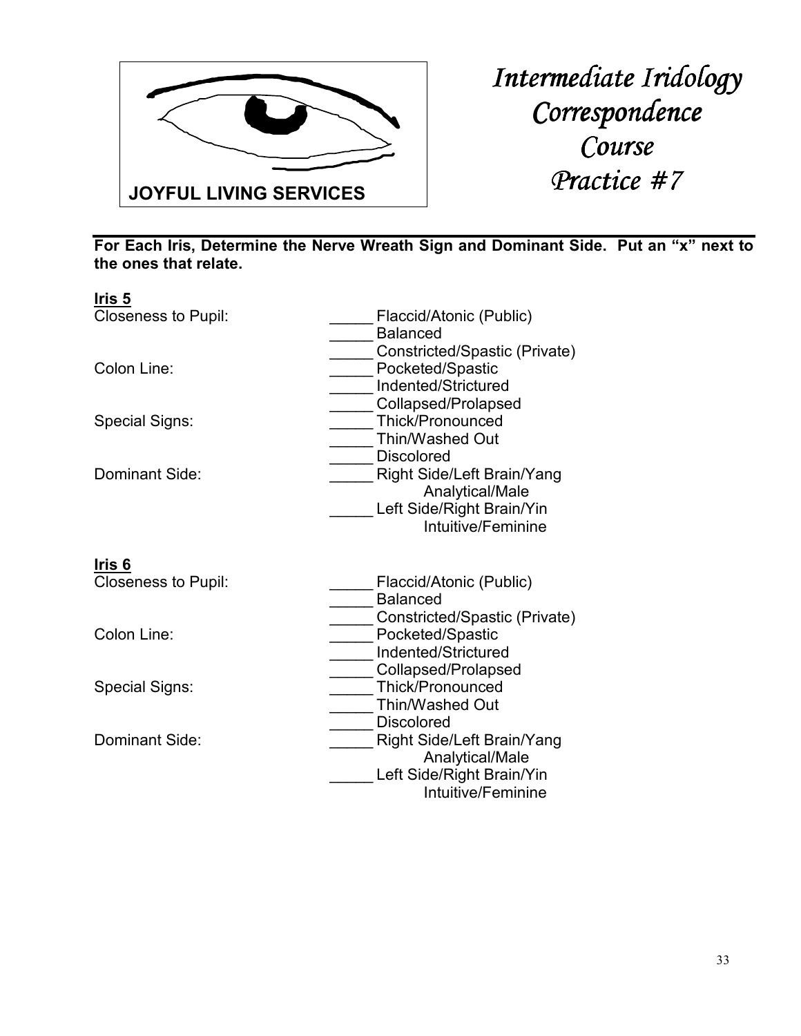JOYFUL LIVING SERVICES

# *Intermediate Iridology Correspondence Course Practice #7*

**For Each Iris, Determine the Nerve Wreath Sign and Dominant Side. Put an "x" next to the ones that relate.**

**Iris 5**

Closeness to Pupil:
- _____ Flaccid/Atonic (Public)
- _____ Balanced
- _____ Constricted/Spastic (Private)

Colon Line:
- _____ Pocketed/Spastic
- _____ Indented/Strictured
- _____ Collapsed/Prolapsed

Special Signs:
- _____ Thick/Pronounced
- _____ Thin/Washed Out
- _____ Discolored

Dominant Side:
- _____ Right Side/Left Brain/Yang Analytical/Male
- _____ Left Side/Right Brain/Yin Intuitive/Feminine

**Iris 6**

Closeness to Pupil:
- _____ Flaccid/Atonic (Public)
- _____ Balanced
- _____ Constricted/Spastic (Private)

Colon Line:
- _____ Pocketed/Spastic
- _____ Indented/Strictured
- _____ Collapsed/Prolapsed

Special Signs:
- _____ Thick/Pronounced
- _____ Thin/Washed Out
- _____ Discolored

Dominant Side:
- _____ Right Side/Left Brain/Yang Analytical/Male
- _____ Left Side/Right Brain/Yin Intuitive/Feminine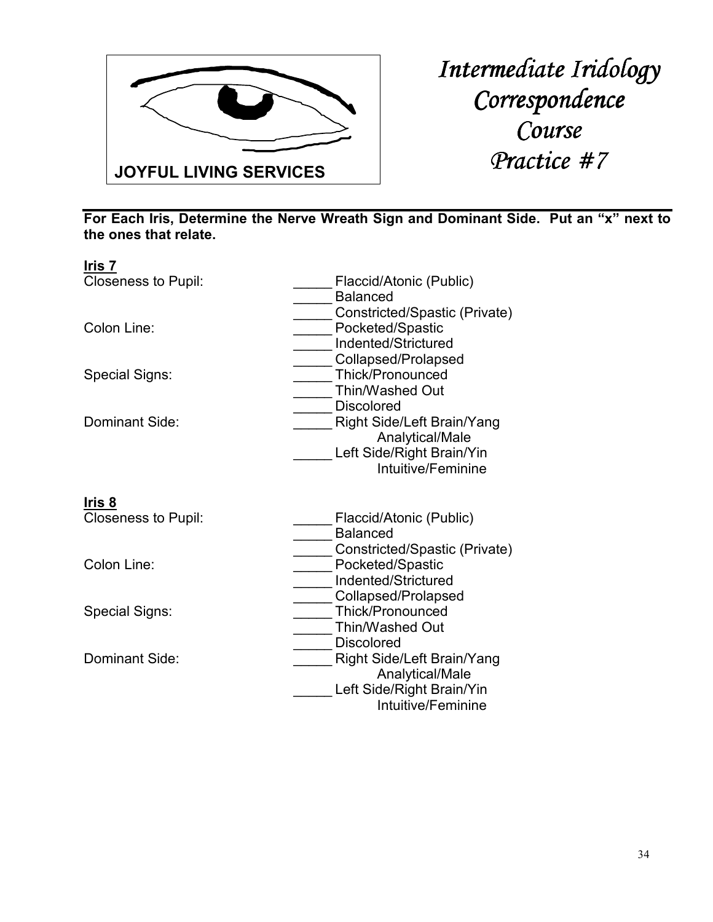JOYFUL LIVING SERVICES

# *Intermediate Iridology Correspondence Course Practice #7*

**For Each Iris, Determine the Nerve Wreath Sign and Dominant Side. Put an "x" next to the ones that relate.**

**Iris 7**

Closeness to Pupil:
- _____ Flaccid/Atonic (Public)
- _____ Balanced
- _____ Constricted/Spastic (Private)

Colon Line:
- _____ Pocketed/Spastic
- _____ Indented/Strictured
- _____ Collapsed/Prolapsed

Special Signs:
- _____ Thick/Pronounced
- _____ Thin/Washed Out
- _____ Discolored

Dominant Side:
- _____ Right Side/Left Brain/Yang Analytical/Male
- _____ Left Side/Right Brain/Yin Intuitive/Feminine

**Iris 8**

Closeness to Pupil:
- _____ Flaccid/Atonic (Public)
- _____ Balanced
- _____ Constricted/Spastic (Private)

Colon Line:
- _____ Pocketed/Spastic
- _____ Indented/Strictured
- _____ Collapsed/Prolapsed

Special Signs:
- _____ Thick/Pronounced
- _____ Thin/Washed Out
- _____ Discolored

Dominant Side:
- _____ Right Side/Left Brain/Yang Analytical/Male
- _____ Left Side/Right Brain/Yin Intuitive/Feminine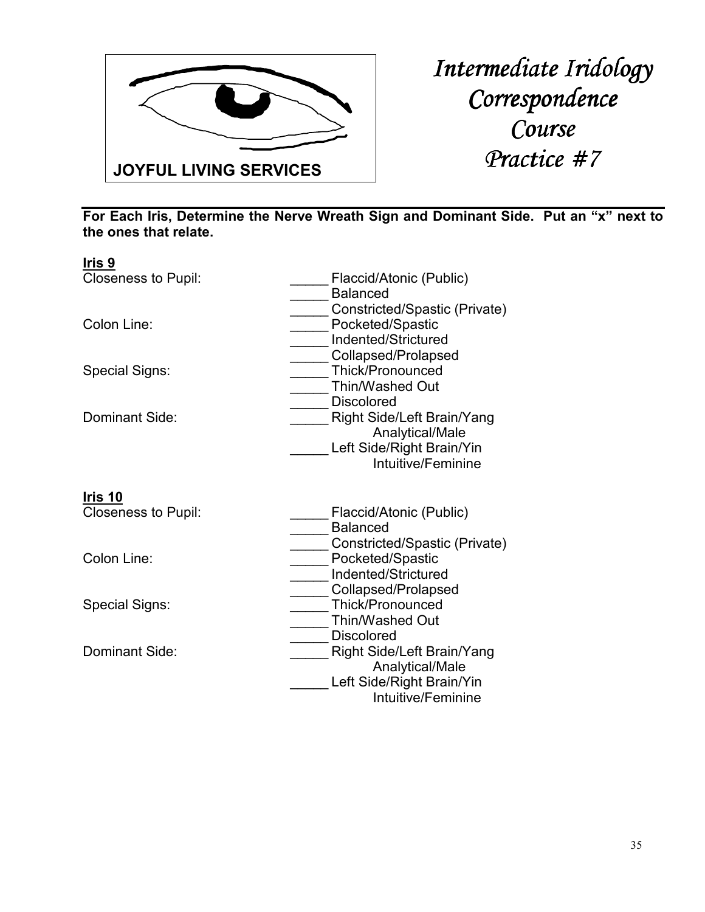JOYFUL LIVING SERVICES

# *Intermediate Iridology Correspondence Course Practice #7*

**For Each Iris, Determine the Nerve Wreath Sign and Dominant Side. Put an "x" next to the ones that relate.**

**Iris 9**

Closeness to Pupil:
- _____ Flaccid/Atonic (Public)
- _____ Balanced
- _____ Constricted/Spastic (Private)

Colon Line:
- _____ Pocketed/Spastic
- _____ Indented/Strictured
- _____ Collapsed/Prolapsed

Special Signs:
- _____ Thick/Pronounced
- _____ Thin/Washed Out
- _____ Discolored

Dominant Side:
- _____ Right Side/Left Brain/Yang Analytical/Male
- _____ Left Side/Right Brain/Yin Intuitive/Feminine

**Iris 10**

Closeness to Pupil:
- _____ Flaccid/Atonic (Public)
- _____ Balanced
- _____ Constricted/Spastic (Private)

Colon Line:
- _____ Pocketed/Spastic
- _____ Indented/Strictured
- _____ Collapsed/Prolapsed

Special Signs:
- _____ Thick/Pronounced
- _____ Thin/Washed Out
- _____ Discolored

Dominant Side:
- _____ Right Side/Left Brain/Yang Analytical/Male
- _____ Left Side/Right Brain/Yin Intuitive/Feminine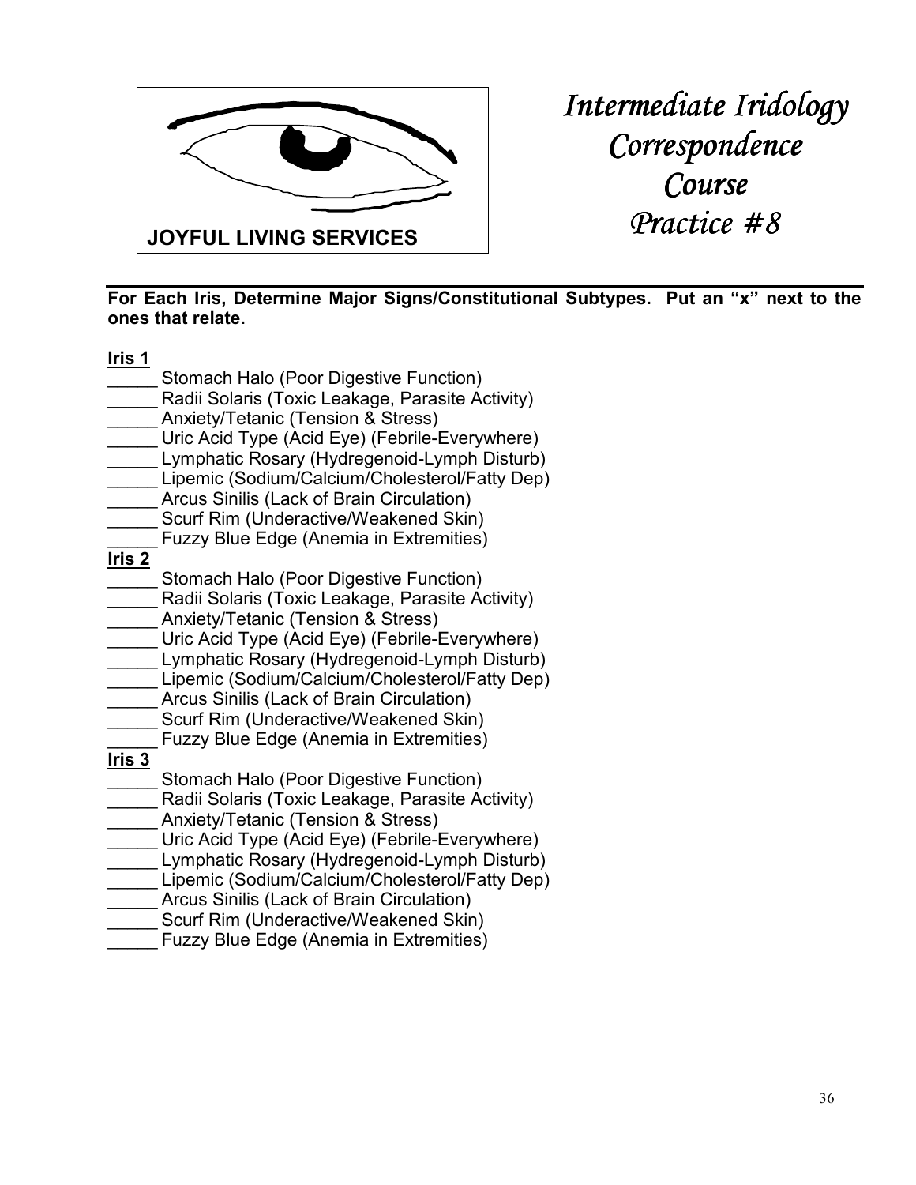**JOYFUL LIVING SERVICES**

# *Intermediate Iridology Correspondence Course Practice #8*

**For Each Iris, Determine Major Signs/Constitutional Subtypes. Put an "x" next to the ones that relate.**

**<u>Iris 1</u>**

_____ Stomach Halo (Poor Digestive Function)
_____ Radii Solaris (Toxic Leakage, Parasite Activity)
_____ Anxiety/Tetanic (Tension & Stress)
_____ Uric Acid Type (Acid Eye) (Febrile-Everywhere)
_____ Lymphatic Rosary (Hydregenoid-Lymph Disturb)
_____ Lipemic (Sodium/Calcium/Cholesterol/Fatty Dep)
_____ Arcus Sinilis (Lack of Brain Circulation)
_____ Scurf Rim (Underactive/Weakened Skin)
_____ Fuzzy Blue Edge (Anemia in Extremities)

**<u>Iris 2</u>**

_____ Stomach Halo (Poor Digestive Function)
_____ Radii Solaris (Toxic Leakage, Parasite Activity)
_____ Anxiety/Tetanic (Tension & Stress)
_____ Uric Acid Type (Acid Eye) (Febrile-Everywhere)
_____ Lymphatic Rosary (Hydregenoid-Lymph Disturb)
_____ Lipemic (Sodium/Calcium/Cholesterol/Fatty Dep)
_____ Arcus Sinilis (Lack of Brain Circulation)
_____ Scurf Rim (Underactive/Weakened Skin)
_____ Fuzzy Blue Edge (Anemia in Extremities)

**<u>Iris 3</u>**

_____ Stomach Halo (Poor Digestive Function)
_____ Radii Solaris (Toxic Leakage, Parasite Activity)
_____ Anxiety/Tetanic (Tension & Stress)
_____ Uric Acid Type (Acid Eye) (Febrile-Everywhere)
_____ Lymphatic Rosary (Hydregenoid-Lymph Disturb)
_____ Lipemic (Sodium/Calcium/Cholesterol/Fatty Dep)
_____ Arcus Sinilis (Lack of Brain Circulation)
_____ Scurf Rim (Underactive/Weakened Skin)
_____ Fuzzy Blue Edge (Anemia in Extremities)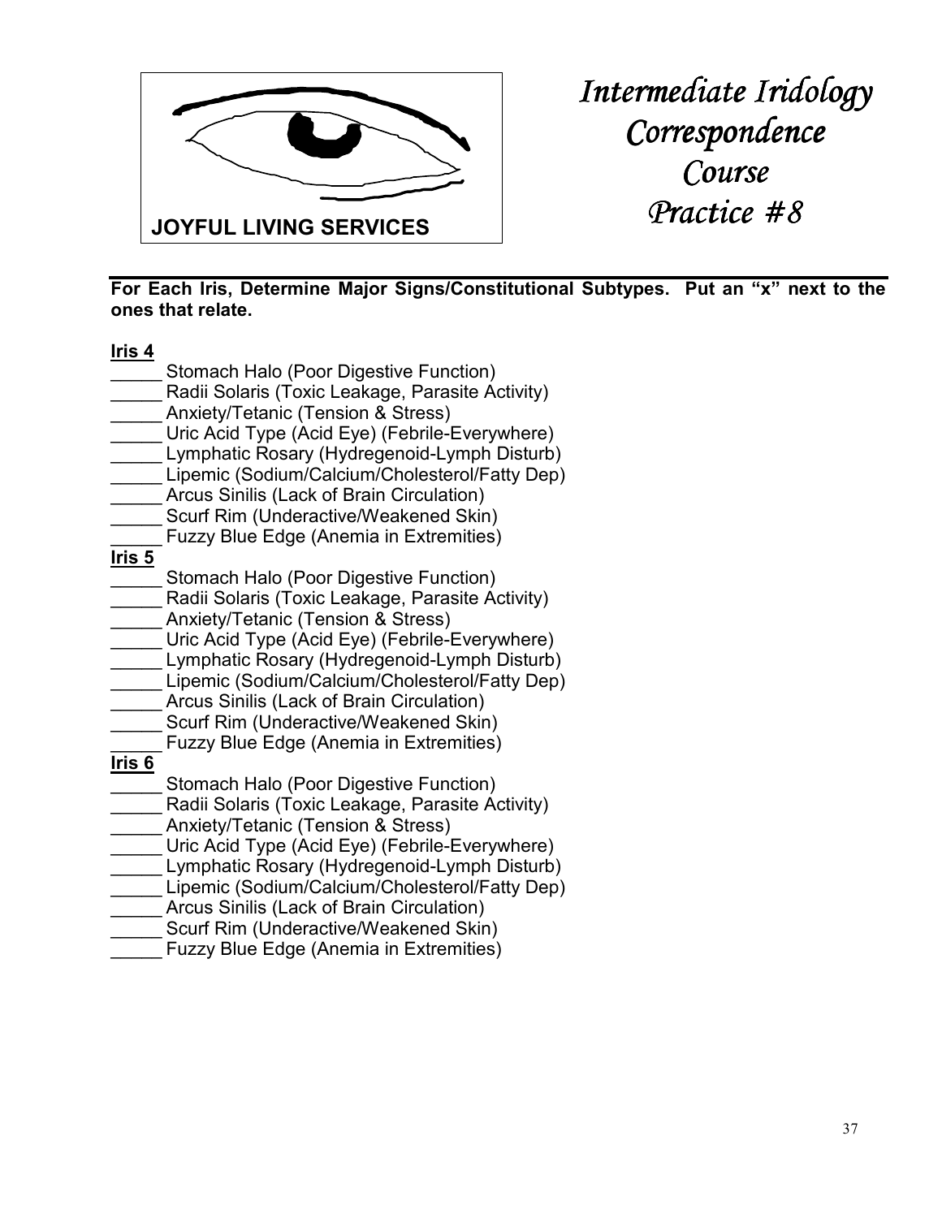**JOYFUL LIVING SERVICES**

# *Intermediate Iridology Correspondence Course Practice #8*

---

**For Each Iris, Determine Major Signs/Constitutional Subtypes. Put an "x" next to the ones that relate.**

**Iris 4**

_____ Stomach Halo (Poor Digestive Function)
_____ Radii Solaris (Toxic Leakage, Parasite Activity)
_____ Anxiety/Tetanic (Tension & Stress)
_____ Uric Acid Type (Acid Eye) (Febrile-Everywhere)
_____ Lymphatic Rosary (Hydregenoid-Lymph Disturb)
_____ Lipemic (Sodium/Calcium/Cholesterol/Fatty Dep)
_____ Arcus Sinilis (Lack of Brain Circulation)
_____ Scurf Rim (Underactive/Weakened Skin)
_____ Fuzzy Blue Edge (Anemia in Extremities)

**Iris 5**

_____ Stomach Halo (Poor Digestive Function)
_____ Radii Solaris (Toxic Leakage, Parasite Activity)
_____ Anxiety/Tetanic (Tension & Stress)
_____ Uric Acid Type (Acid Eye) (Febrile-Everywhere)
_____ Lymphatic Rosary (Hydregenoid-Lymph Disturb)
_____ Lipemic (Sodium/Calcium/Cholesterol/Fatty Dep)
_____ Arcus Sinilis (Lack of Brain Circulation)
_____ Scurf Rim (Underactive/Weakened Skin)
_____ Fuzzy Blue Edge (Anemia in Extremities)

**Iris 6**

_____ Stomach Halo (Poor Digestive Function)
_____ Radii Solaris (Toxic Leakage, Parasite Activity)
_____ Anxiety/Tetanic (Tension & Stress)
_____ Uric Acid Type (Acid Eye) (Febrile-Everywhere)
_____ Lymphatic Rosary (Hydregenoid-Lymph Disturb)
_____ Lipemic (Sodium/Calcium/Cholesterol/Fatty Dep)
_____ Arcus Sinilis (Lack of Brain Circulation)
_____ Scurf Rim (Underactive/Weakened Skin)
_____ Fuzzy Blue Edge (Anemia in Extremities)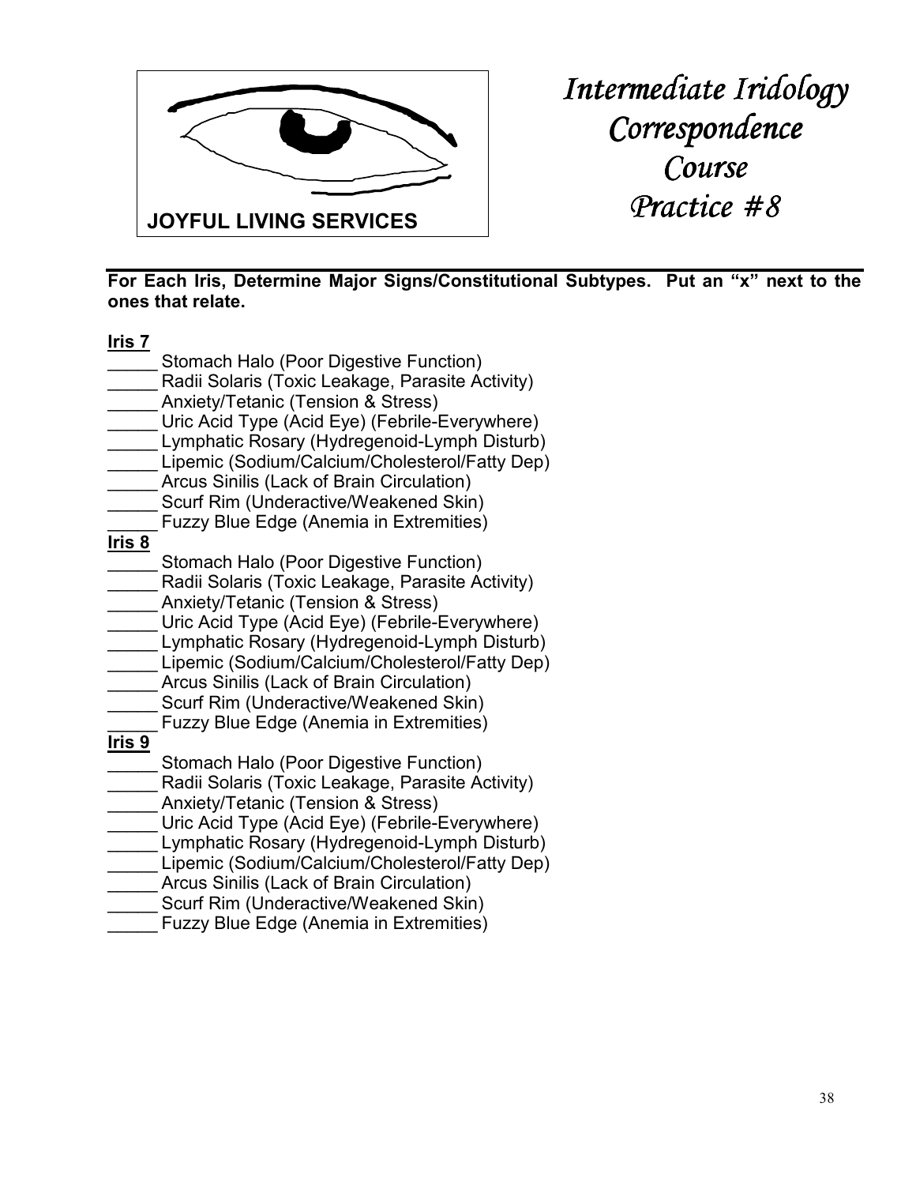JOYFUL LIVING SERVICES

# *Intermediate Iridology Correspondence Course Practice #8*

**For Each Iris, Determine Major Signs/Constitutional Subtypes. Put an "x" next to the ones that relate.**

**Iris 7**

_____ Stomach Halo (Poor Digestive Function)
_____ Radii Solaris (Toxic Leakage, Parasite Activity)
_____ Anxiety/Tetanic (Tension & Stress)
_____ Uric Acid Type (Acid Eye) (Febrile-Everywhere)
_____ Lymphatic Rosary (Hydregenoid-Lymph Disturb)
_____ Lipemic (Sodium/Calcium/Cholesterol/Fatty Dep)
_____ Arcus Sinilis (Lack of Brain Circulation)
_____ Scurf Rim (Underactive/Weakened Skin)
_____ Fuzzy Blue Edge (Anemia in Extremities)

**Iris 8**

_____ Stomach Halo (Poor Digestive Function)
_____ Radii Solaris (Toxic Leakage, Parasite Activity)
_____ Anxiety/Tetanic (Tension & Stress)
_____ Uric Acid Type (Acid Eye) (Febrile-Everywhere)
_____ Lymphatic Rosary (Hydregenoid-Lymph Disturb)
_____ Lipemic (Sodium/Calcium/Cholesterol/Fatty Dep)
_____ Arcus Sinilis (Lack of Brain Circulation)
_____ Scurf Rim (Underactive/Weakened Skin)
_____ Fuzzy Blue Edge (Anemia in Extremities)

**Iris 9**

_____ Stomach Halo (Poor Digestive Function)
_____ Radii Solaris (Toxic Leakage, Parasite Activity)
_____ Anxiety/Tetanic (Tension & Stress)
_____ Uric Acid Type (Acid Eye) (Febrile-Everywhere)
_____ Lymphatic Rosary (Hydregenoid-Lymph Disturb)
_____ Lipemic (Sodium/Calcium/Cholesterol/Fatty Dep)
_____ Arcus Sinilis (Lack of Brain Circulation)
_____ Scurf Rim (Underactive/Weakened Skin)
_____ Fuzzy Blue Edge (Anemia in Extremities)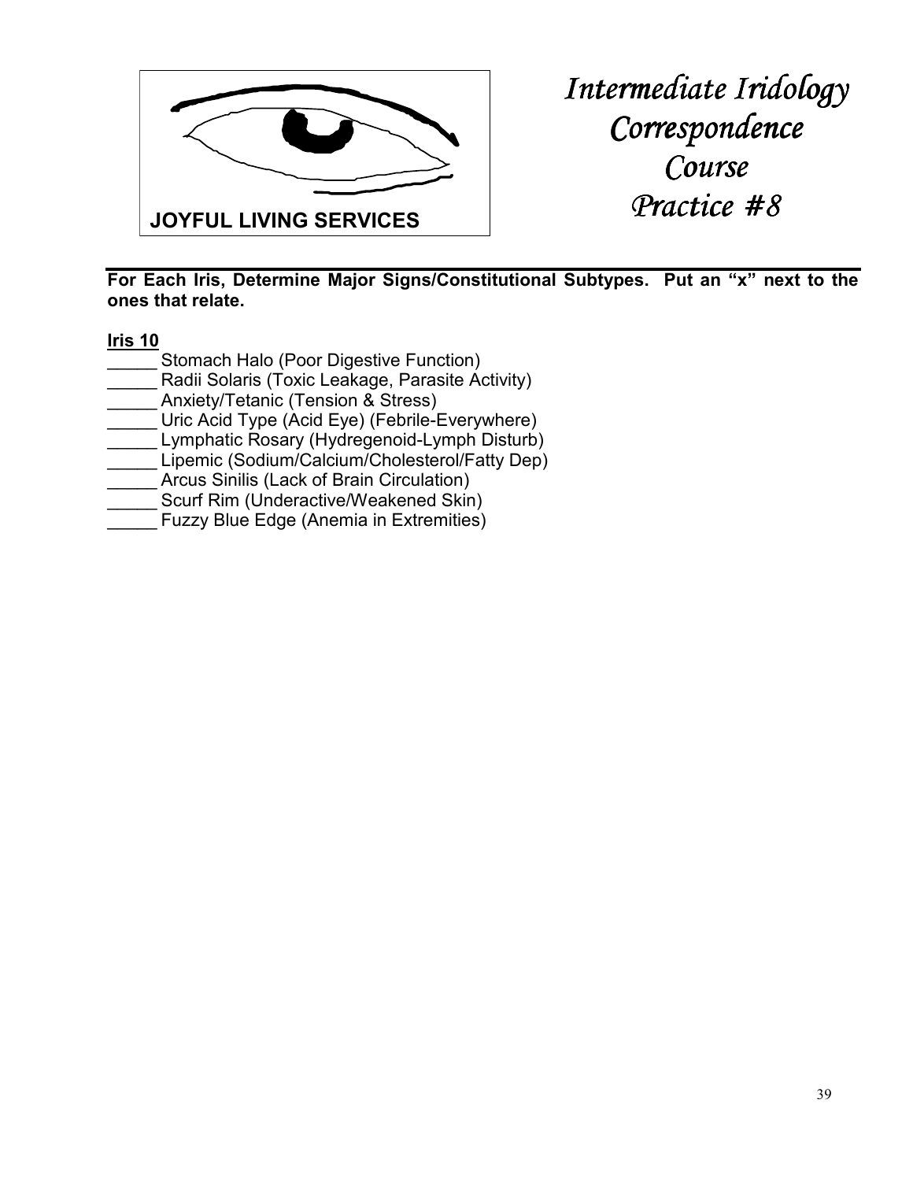JOYFUL LIVING SERVICES

# *Intermediate Iridology Correspondence Course Practice #8*

**For Each Iris, Determine Major Signs/Constitutional Subtypes. Put an "x" next to the ones that relate.**

**Iris 10**

_____ Stomach Halo (Poor Digestive Function)
_____ Radii Solaris (Toxic Leakage, Parasite Activity)
_____ Anxiety/Tetanic (Tension & Stress)
_____ Uric Acid Type (Acid Eye) (Febrile-Everywhere)
_____ Lymphatic Rosary (Hydregenoid-Lymph Disturb)
_____ Lipemic (Sodium/Calcium/Cholesterol/Fatty Dep)
_____ Arcus Sinilis (Lack of Brain Circulation)
_____ Scurf Rim (Underactive/Weakened Skin)
_____ Fuzzy Blue Edge (Anemia in Extremities)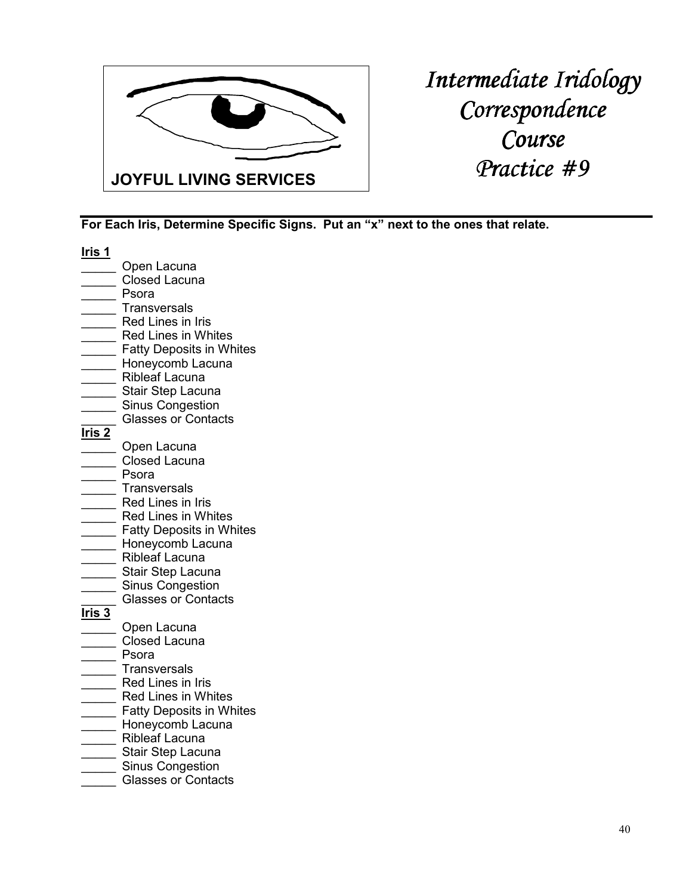JOYFUL LIVING SERVICES

# *Intermediate Iridology Correspondence Course Practice #9*

**For Each Iris, Determine Specific Signs. Put an "x" next to the ones that relate.**

**Iris 1**

_____ Open Lacuna
_____ Closed Lacuna
_____ Psora
_____ Transversals
_____ Red Lines in Iris
_____ Red Lines in Whites
_____ Fatty Deposits in Whites
_____ Honeycomb Lacuna
_____ Ribleaf Lacuna
_____ Stair Step Lacuna
_____ Sinus Congestion
_____ Glasses or Contacts

**Iris 2**

_____ Open Lacuna
_____ Closed Lacuna
_____ Psora
_____ Transversals
_____ Red Lines in Iris
_____ Red Lines in Whites
_____ Fatty Deposits in Whites
_____ Honeycomb Lacuna
_____ Ribleaf Lacuna
_____ Stair Step Lacuna
_____ Sinus Congestion
_____ Glasses or Contacts

**Iris 3**

_____ Open Lacuna
_____ Closed Lacuna
_____ Psora
_____ Transversals
_____ Red Lines in Iris
_____ Red Lines in Whites
_____ Fatty Deposits in Whites
_____ Honeycomb Lacuna
_____ Ribleaf Lacuna
_____ Stair Step Lacuna
_____ Sinus Congestion
_____ Glasses or Contacts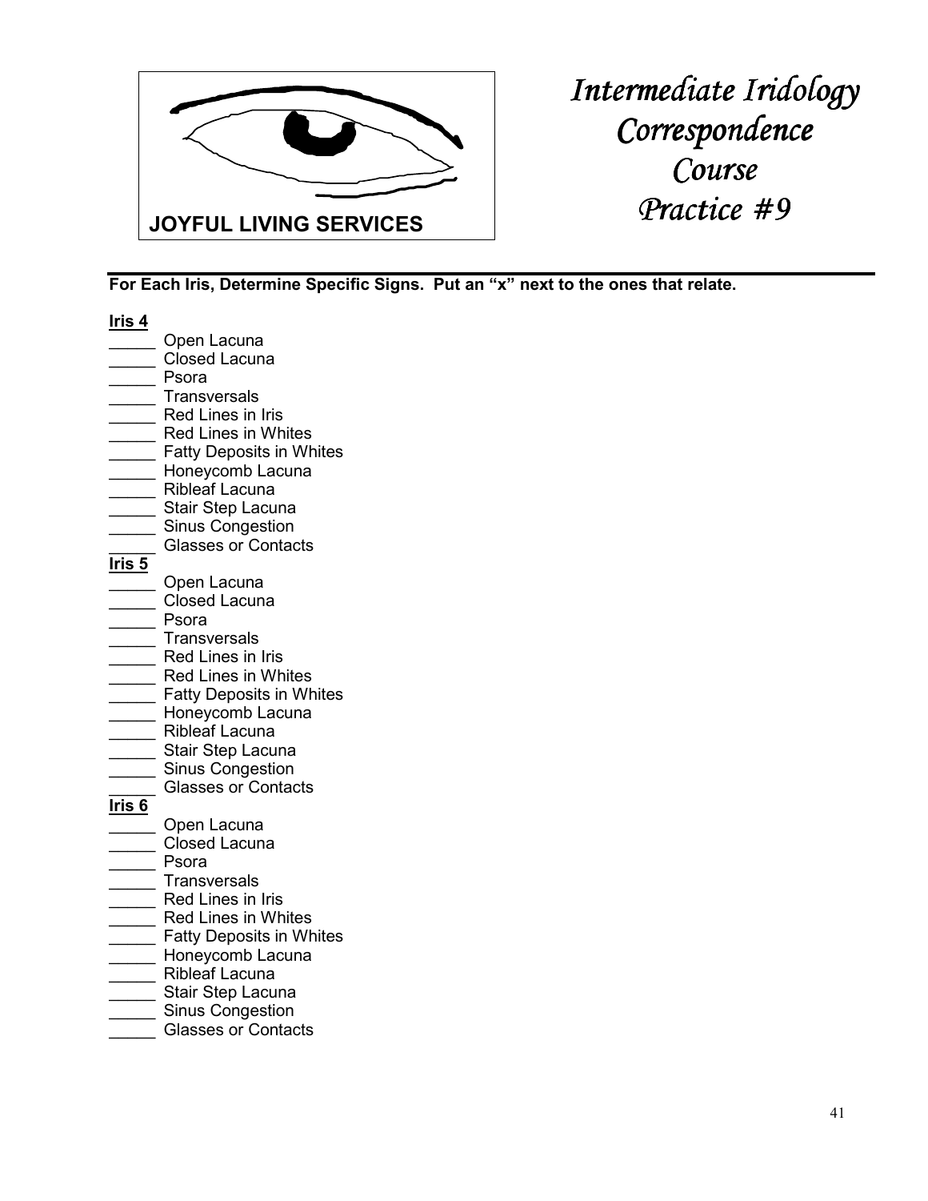JOYFUL LIVING SERVICES

# *Intermediate Iridology Correspondence Course Practice #9*

**For Each Iris, Determine Specific Signs. Put an "x" next to the ones that relate.**

**Iris 4**

_____ Open Lacuna
_____ Closed Lacuna
_____ Psora
_____ Transversals
_____ Red Lines in Iris
_____ Red Lines in Whites
_____ Fatty Deposits in Whites
_____ Honeycomb Lacuna
_____ Ribleaf Lacuna
_____ Stair Step Lacuna
_____ Sinus Congestion
_____ Glasses or Contacts

**Iris 5**

_____ Open Lacuna
_____ Closed Lacuna
_____ Psora
_____ Transversals
_____ Red Lines in Iris
_____ Red Lines in Whites
_____ Fatty Deposits in Whites
_____ Honeycomb Lacuna
_____ Ribleaf Lacuna
_____ Stair Step Lacuna
_____ Sinus Congestion
_____ Glasses or Contacts

**Iris 6**

_____ Open Lacuna
_____ Closed Lacuna
_____ Psora
_____ Transversals
_____ Red Lines in Iris
_____ Red Lines in Whites
_____ Fatty Deposits in Whites
_____ Honeycomb Lacuna
_____ Ribleaf Lacuna
_____ Stair Step Lacuna
_____ Sinus Congestion
_____ Glasses or Contacts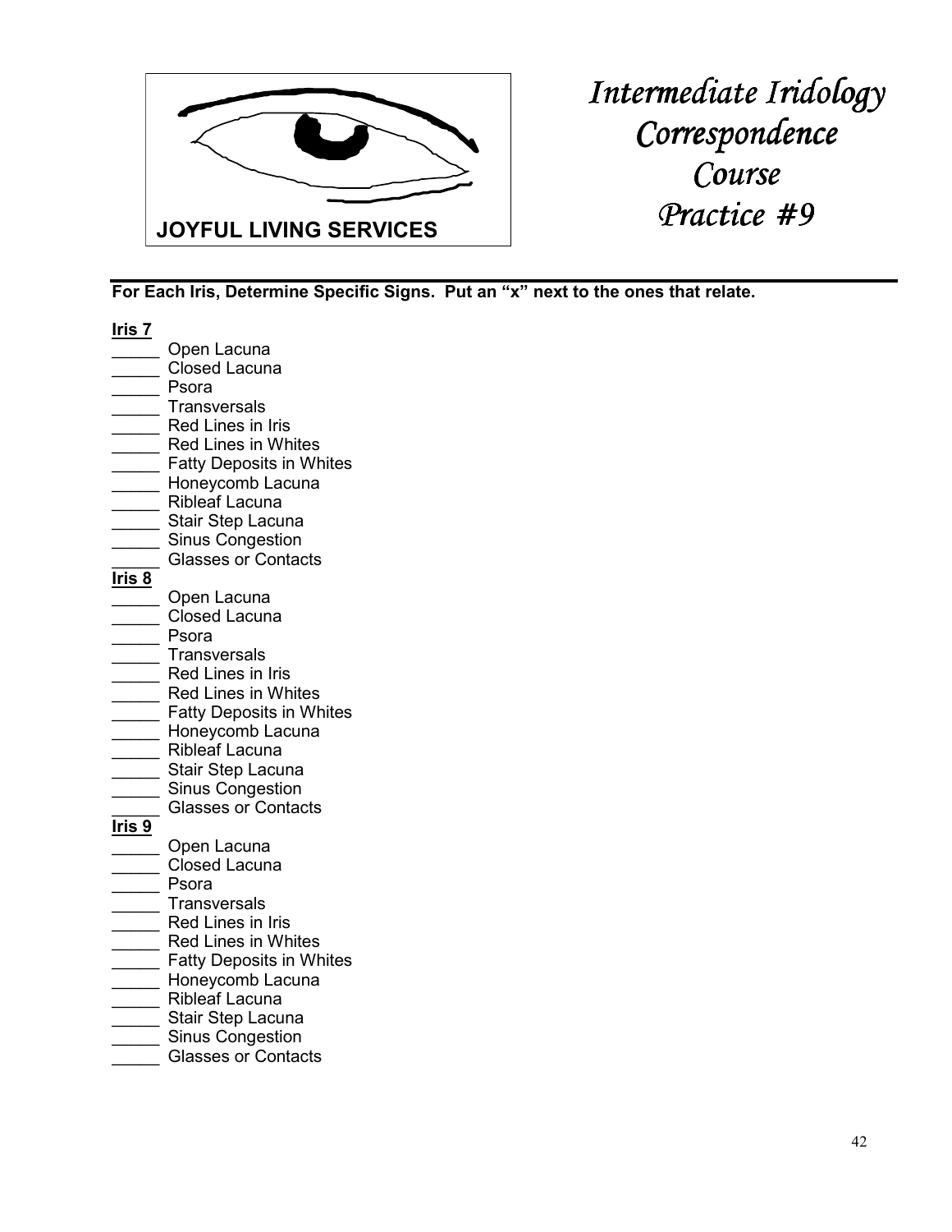JOYFUL LIVING SERVICES

# *Intermediate Iridology Correspondence Course Practice #9*

---

**For Each Iris, Determine Specific Signs. Put an "x" next to the ones that relate.**

**Iris 7**

_____ Open Lacuna
_____ Closed Lacuna
_____ Psora
_____ Transversals
_____ Red Lines in Iris
_____ Red Lines in Whites
_____ Fatty Deposits in Whites
_____ Honeycomb Lacuna
_____ Ribleaf Lacuna
_____ Stair Step Lacuna
_____ Sinus Congestion
_____ Glasses or Contacts

**Iris 8**

_____ Open Lacuna
_____ Closed Lacuna
_____ Psora
_____ Transversals
_____ Red Lines in Iris
_____ Red Lines in Whites
_____ Fatty Deposits in Whites
_____ Honeycomb Lacuna
_____ Ribleaf Lacuna
_____ Stair Step Lacuna
_____ Sinus Congestion
_____ Glasses or Contacts

**Iris 9**

_____ Open Lacuna
_____ Closed Lacuna
_____ Psora
_____ Transversals
_____ Red Lines in Iris
_____ Red Lines in Whites
_____ Fatty Deposits in Whites
_____ Honeycomb Lacuna
_____ Ribleaf Lacuna
_____ Stair Step Lacuna
_____ Sinus Congestion
_____ Glasses or Contacts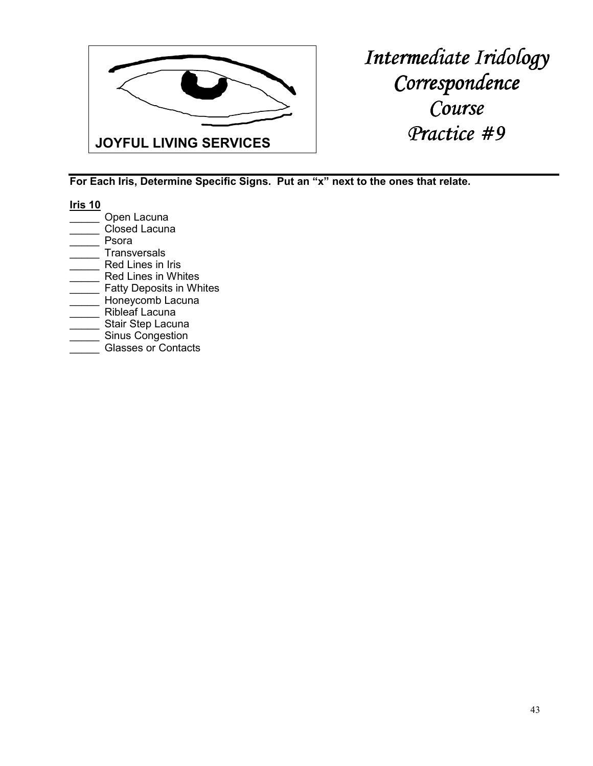JOYFUL LIVING SERVICES

# *Intermediate Iridology Correspondence Course Practice #9*

**For Each Iris, Determine Specific Signs. Put an "x" next to the ones that relate.**

**Iris 10**

_____ Open Lacuna
_____ Closed Lacuna
_____ Psora
_____ Transversals
_____ Red Lines in Iris
_____ Red Lines in Whites
_____ Fatty Deposits in Whites
_____ Honeycomb Lacuna
_____ Ribleaf Lacuna
_____ Stair Step Lacuna
_____ Sinus Congestion
_____ Glasses or Contacts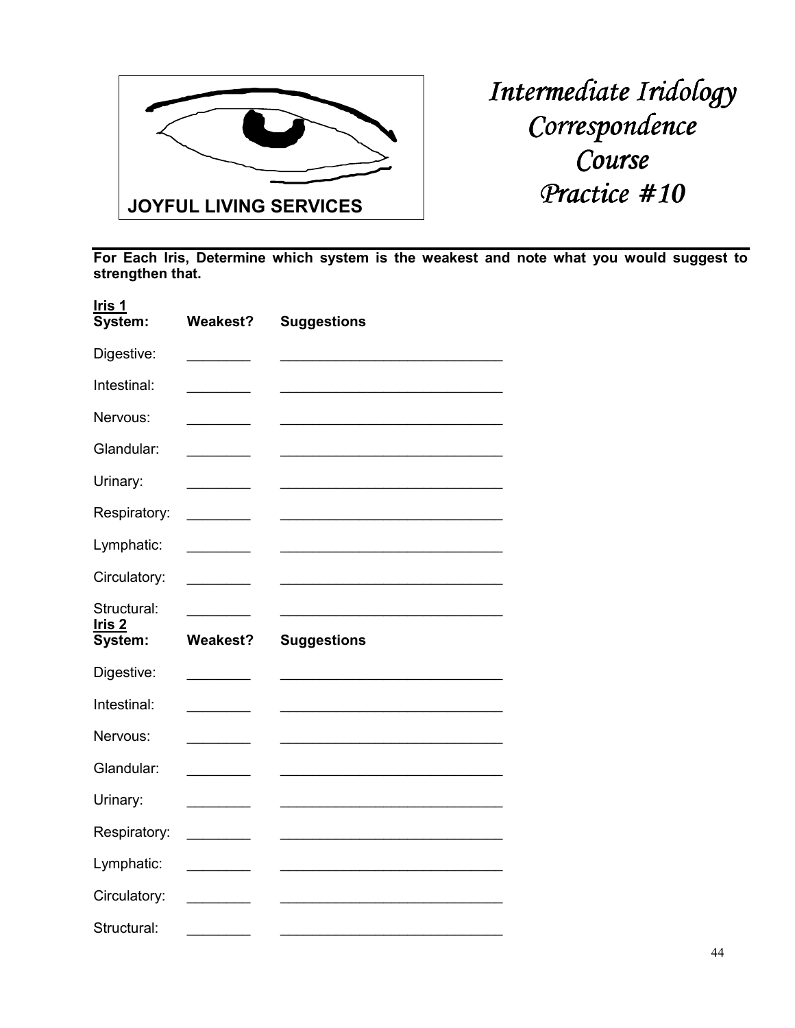JOYFUL LIVING SERVICES

# *Intermediate Iridology Correspondence Course Practice #10*

**For Each Iris, Determine which system is the weakest and note what you would suggest to strengthen that.**

**Iris 1**

| System: | Weakest? | Suggestions |
|---|---|---|
| Digestive: | ________ | ____________________________ |
| Intestinal: | ________ | ____________________________ |
| Nervous: | ________ | ____________________________ |
| Glandular: | ________ | ____________________________ |
| Urinary: | ________ | ____________________________ |
| Respiratory: | ________ | ____________________________ |
| Lymphatic: | ________ | ____________________________ |
| Circulatory: | ________ | ____________________________ |
| Structural: | ________ | ____________________________ |

**Iris 2**

| System: | Weakest? | Suggestions |
|---|---|---|
| Digestive: | ________ | ____________________________ |
| Intestinal: | ________ | ____________________________ |
| Nervous: | ________ | ____________________________ |
| Glandular: | ________ | ____________________________ |
| Urinary: | ________ | ____________________________ |
| Respiratory: | ________ | ____________________________ |
| Lymphatic: | ________ | ____________________________ |
| Circulatory: | ________ | ____________________________ |
| Structural: | ________ | ____________________________ |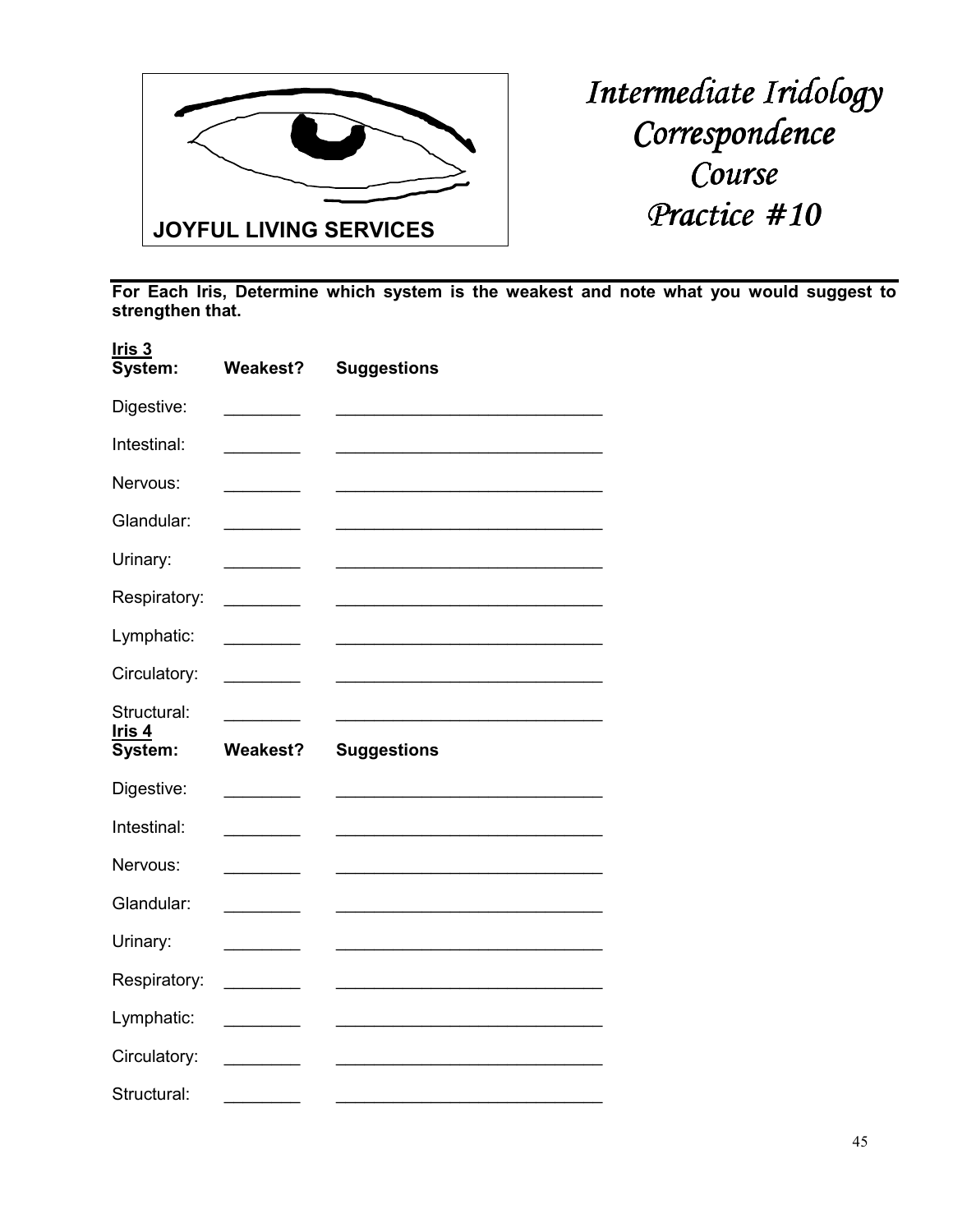JOYFUL LIVING SERVICES

# *Intermediate Iridology Correspondence Course Practice #10*

**For Each Iris, Determine which system is the weakest and note what you would suggest to strengthen that.**

**Iris 3**

| System: | Weakest? | Suggestions |
|---|---|---|
| Digestive: | ________ | ____________________________ |
| Intestinal: | ________ | ____________________________ |
| Nervous: | ________ | ____________________________ |
| Glandular: | ________ | ____________________________ |
| Urinary: | ________ | ____________________________ |
| Respiratory: | ________ | ____________________________ |
| Lymphatic: | ________ | ____________________________ |
| Circulatory: | ________ | ____________________________ |
| Structural: | ________ | ____________________________ |

**Iris 4**

| System: | Weakest? | Suggestions |
|---|---|---|
| Digestive: | ________ | ____________________________ |
| Intestinal: | ________ | ____________________________ |
| Nervous: | ________ | ____________________________ |
| Glandular: | ________ | ____________________________ |
| Urinary: | ________ | ____________________________ |
| Respiratory: | ________ | ____________________________ |
| Lymphatic: | ________ | ____________________________ |
| Circulatory: | ________ | ____________________________ |
| Structural: | ________ | ____________________________ |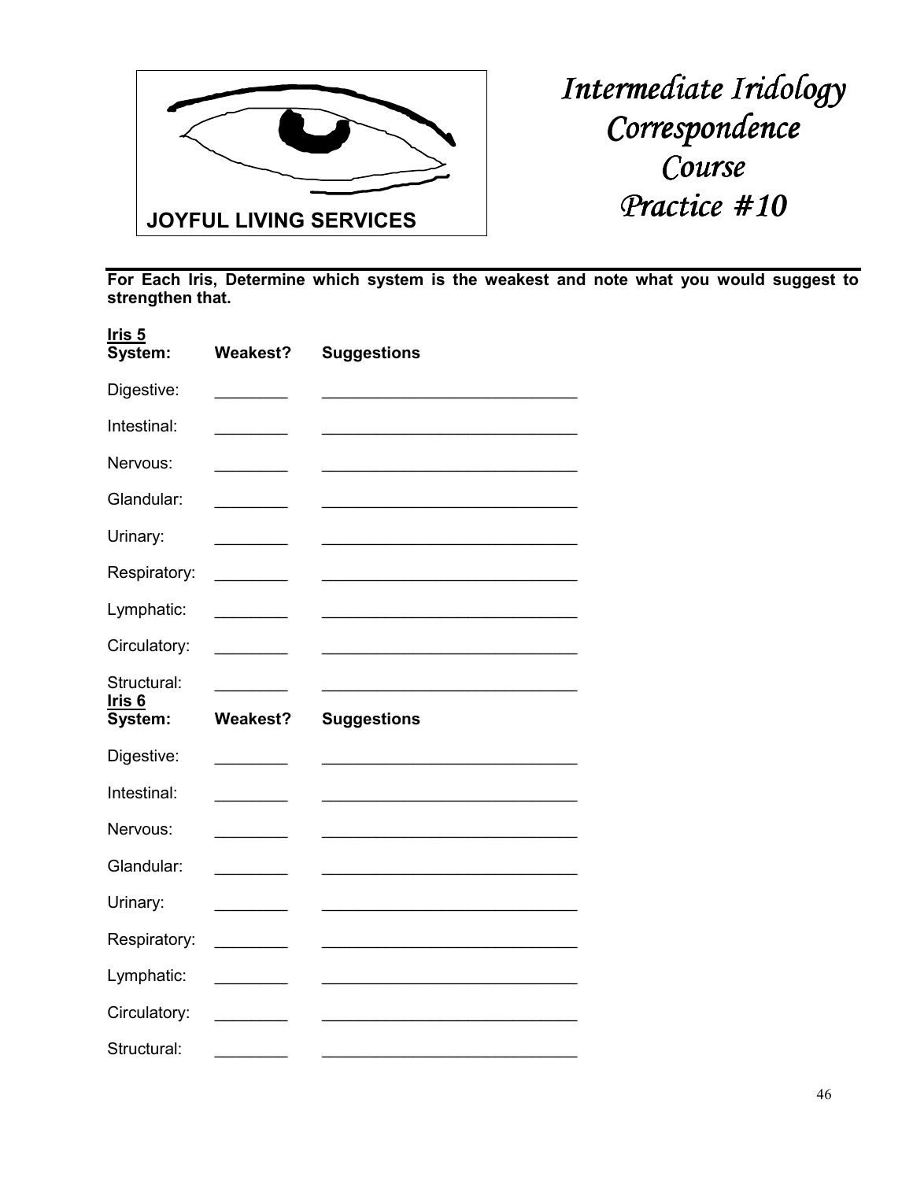JOYFUL LIVING SERVICES

# *Intermediate Iridology Correspondence Course Practice #10*

**For Each Iris, Determine which system is the weakest and note what you would suggest to strengthen that.**

**Iris 5**

| System: | Weakest? | Suggestions |
|---|---|---|
| Digestive: | ________ | _____________________________ |
| Intestinal: | ________ | _____________________________ |
| Nervous: | ________ | _____________________________ |
| Glandular: | ________ | _____________________________ |
| Urinary: | ________ | _____________________________ |
| Respiratory: | ________ | _____________________________ |
| Lymphatic: | ________ | _____________________________ |
| Circulatory: | ________ | _____________________________ |
| Structural: | ________ | _____________________________ |

**Iris 6**

| System: | Weakest? | Suggestions |
|---|---|---|
| Digestive: | ________ | _____________________________ |
| Intestinal: | ________ | _____________________________ |
| Nervous: | ________ | _____________________________ |
| Glandular: | ________ | _____________________________ |
| Urinary: | ________ | _____________________________ |
| Respiratory: | ________ | _____________________________ |
| Lymphatic: | ________ | _____________________________ |
| Circulatory: | ________ | _____________________________ |
| Structural: | ________ | _____________________________ |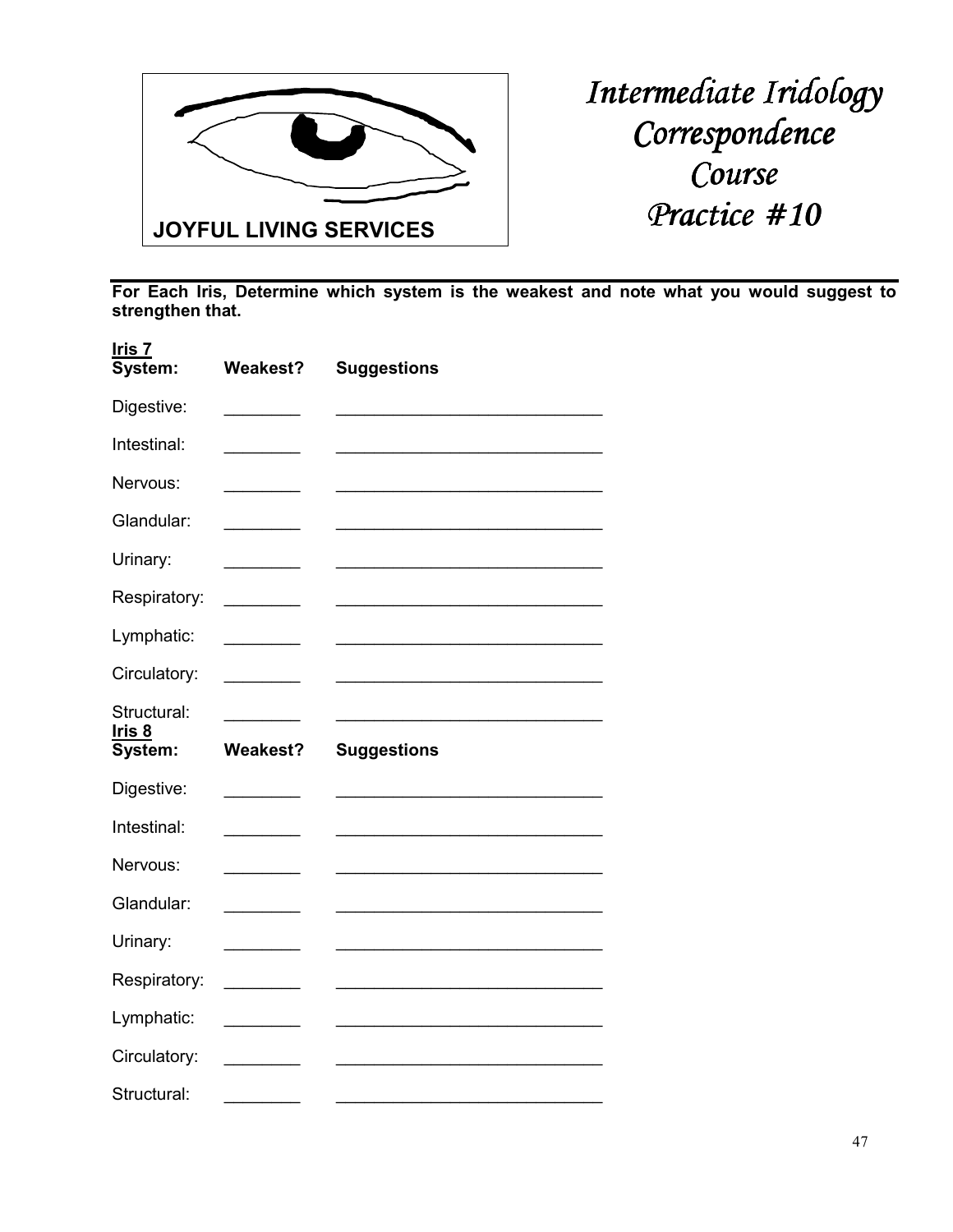JOYFUL LIVING SERVICES

# *Intermediate Iridology Correspondence Course Practice #10*

**For Each Iris, Determine which system is the weakest and note what you would suggest to strengthen that.**

**Iris 7**

| System: | Weakest? | Suggestions |
|---|---|---|
| Digestive: | ________ | _____________________________ |
| Intestinal: | ________ | _____________________________ |
| Nervous: | ________ | _____________________________ |
| Glandular: | ________ | _____________________________ |
| Urinary: | ________ | _____________________________ |
| Respiratory: | ________ | _____________________________ |
| Lymphatic: | ________ | _____________________________ |
| Circulatory: | ________ | _____________________________ |
| Structural: | ________ | _____________________________ |

**Iris 8**

| System: | Weakest? | Suggestions |
|---|---|---|
| Digestive: | ________ | _____________________________ |
| Intestinal: | ________ | _____________________________ |
| Nervous: | ________ | _____________________________ |
| Glandular: | ________ | _____________________________ |
| Urinary: | ________ | _____________________________ |
| Respiratory: | ________ | _____________________________ |
| Lymphatic: | ________ | _____________________________ |
| Circulatory: | ________ | _____________________________ |
| Structural: | ________ | _____________________________ |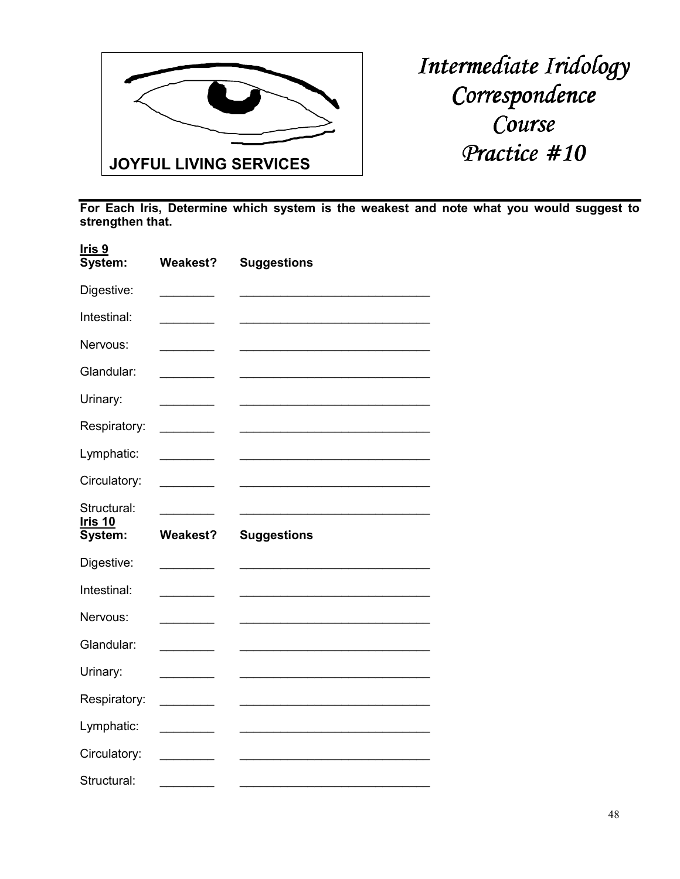JOYFUL LIVING SERVICES

# *Intermediate Iridology Correspondence Course Practice #10*

**For Each Iris, Determine which system is the weakest and note what you would suggest to strengthen that.**

**Iris 9**

| System: | Weakest? | Suggestions |
| --- | --- | --- |
| Digestive: | ________ | ____________________________ |
| Intestinal: | ________ | ____________________________ |
| Nervous: | ________ | ____________________________ |
| Glandular: | ________ | ____________________________ |
| Urinary: | ________ | ____________________________ |
| Respiratory: | ________ | ____________________________ |
| Lymphatic: | ________ | ____________________________ |
| Circulatory: | ________ | ____________________________ |
| Structural: | ________ | ____________________________ |

**Iris 10**

| System: | Weakest? | Suggestions |
| --- | --- | --- |
| Digestive: | ________ | ____________________________ |
| Intestinal: | ________ | ____________________________ |
| Nervous: | ________ | ____________________________ |
| Glandular: | ________ | ____________________________ |
| Urinary: | ________ | ____________________________ |
| Respiratory: | ________ | ____________________________ |
| Lymphatic: | ________ | ____________________________ |
| Circulatory: | ________ | ____________________________ |
| Structural: | ________ | ____________________________ |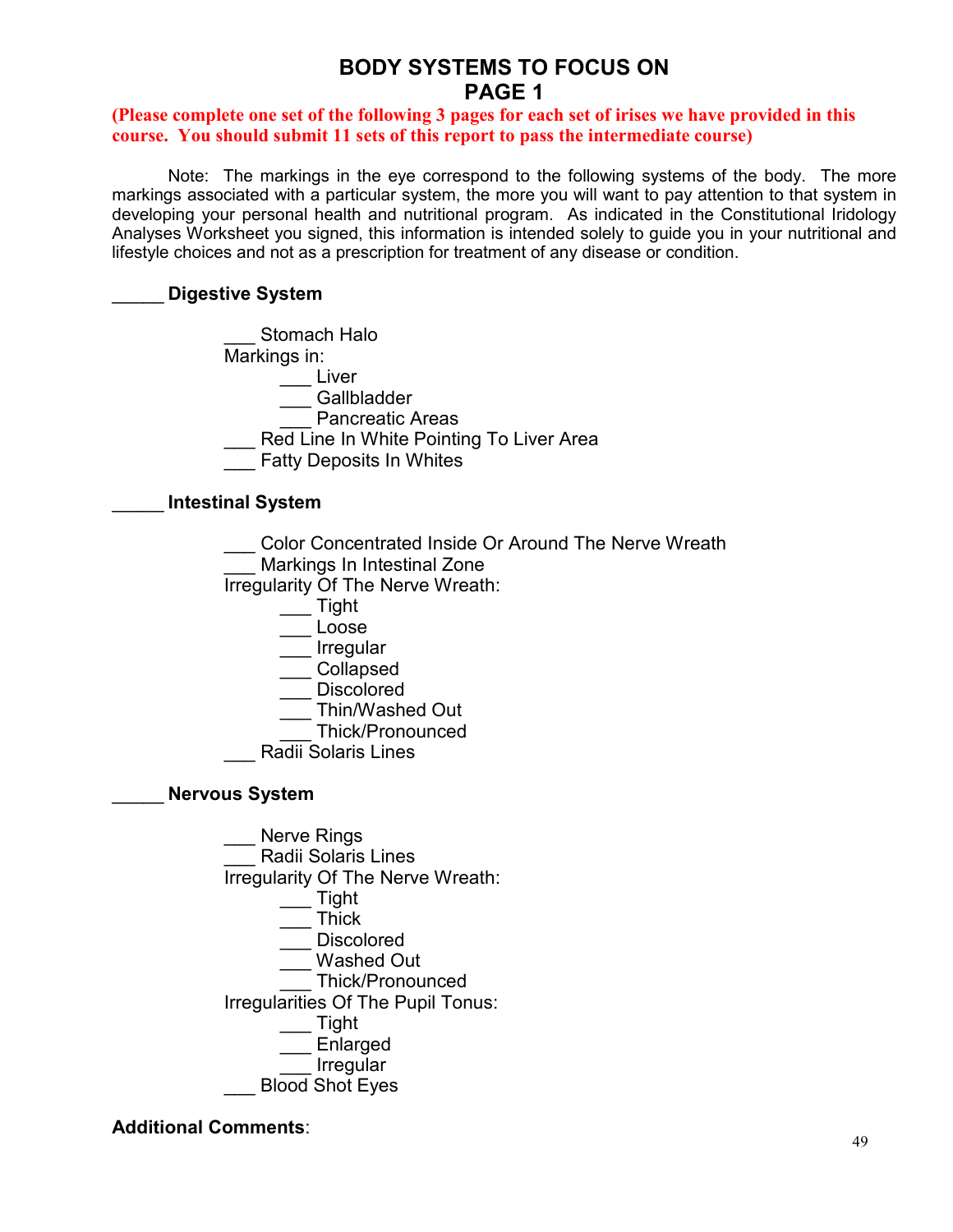# BODY SYSTEMS TO FOCUS ON
# PAGE 1

**(Please complete one set of the following 3 pages for each set of irises we have provided in this course. You should submit 11 sets of this report to pass the intermediate course)**

Note: The markings in the eye correspond to the following systems of the body. The more markings associated with a particular system, the more you will want to pay attention to that system in developing your personal health and nutritional program. As indicated in the Constitutional Iridology Analyses Worksheet you signed, this information is intended solely to guide you in your nutritional and lifestyle choices and not as a prescription for treatment of any disease or condition.

_____ **Digestive System**

- ___ Stomach Halo
- Markings in:
  - ___ Liver
  - ___ Gallbladder
  - ___ Pancreatic Areas
- ___ Red Line In White Pointing To Liver Area
- ___ Fatty Deposits In Whites

_____ **Intestinal System**

- ___ Color Concentrated Inside Or Around The Nerve Wreath
- ___ Markings In Intestinal Zone
- Irregularity Of The Nerve Wreath:
  - ___ Tight
  - ___ Loose
  - ___ Irregular
  - ___ Collapsed
  - ___ Discolored
  - ___ Thin/Washed Out
  - ___ Thick/Pronounced
- ___ Radii Solaris Lines

_____ **Nervous System**

- ___ Nerve Rings
- ___ Radii Solaris Lines
- Irregularity Of The Nerve Wreath:
  - ___ Tight
  - ___ Thick
  - ___ Discolored
  - ___ Washed Out
  - ___ Thick/Pronounced
- Irregularities Of The Pupil Tonus:
  - ___ Tight
  - ___ Enlarged
  - ___ Irregular
- ___ Blood Shot Eyes

**Additional Comments**: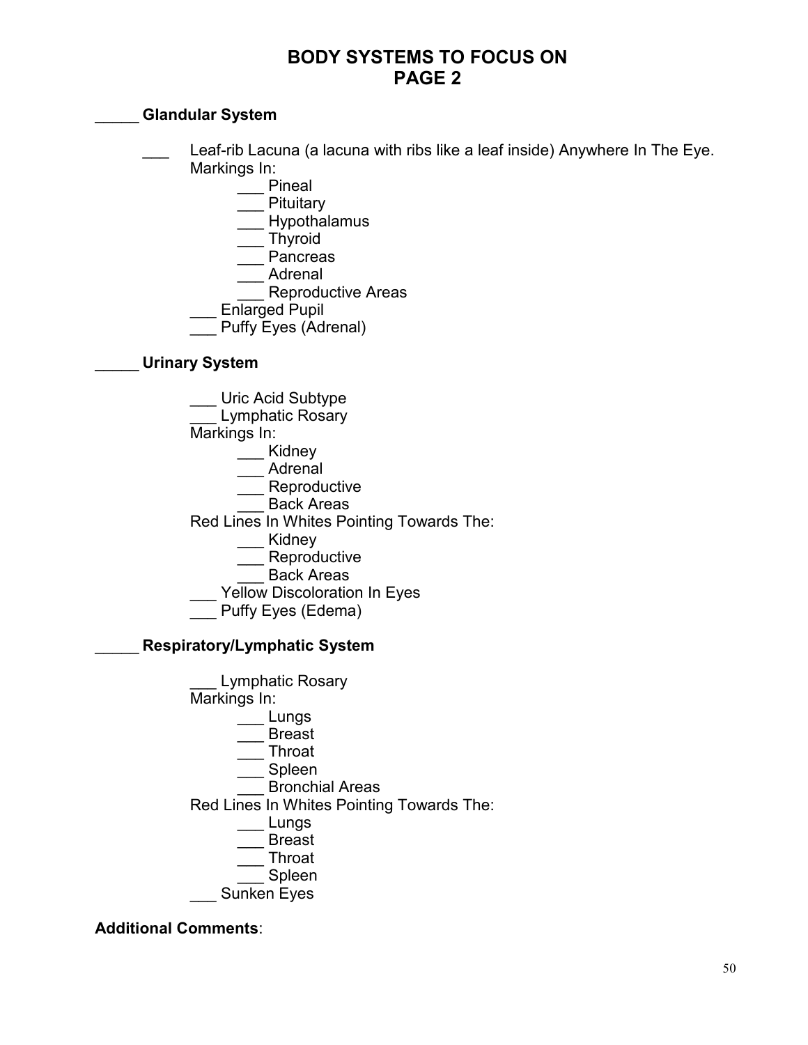# BODY SYSTEMS TO FOCUS ON
# PAGE 2

_____ **Glandular System**

- ___ Leaf-rib Lacuna (a lacuna with ribs like a leaf inside) Anywhere In The Eye.
  Markings In:
  - ___ Pineal
  - ___ Pituitary
  - ___ Hypothalamus
  - ___ Thyroid
  - ___ Pancreas
  - ___ Adrenal
  - ___ Reproductive Areas
- ___ Enlarged Pupil
- ___ Puffy Eyes (Adrenal)

_____ **Urinary System**

- ___ Uric Acid Subtype
- ___ Lymphatic Rosary
- Markings In:
  - ___ Kidney
  - ___ Adrenal
  - ___ Reproductive
  - ___ Back Areas
- Red Lines In Whites Pointing Towards The:
  - ___ Kidney
  - ___ Reproductive
  - ___ Back Areas
- ___ Yellow Discoloration In Eyes
- ___ Puffy Eyes (Edema)

_____ **Respiratory/Lymphatic System**

- ___ Lymphatic Rosary
- Markings In:
  - ___ Lungs
  - ___ Breast
  - ___ Throat
  - ___ Spleen
  - ___ Bronchial Areas
- Red Lines In Whites Pointing Towards The:
  - ___ Lungs
  - ___ Breast
  - ___ Throat
  - ___ Spleen
- ___ Sunken Eyes

**Additional Comments**: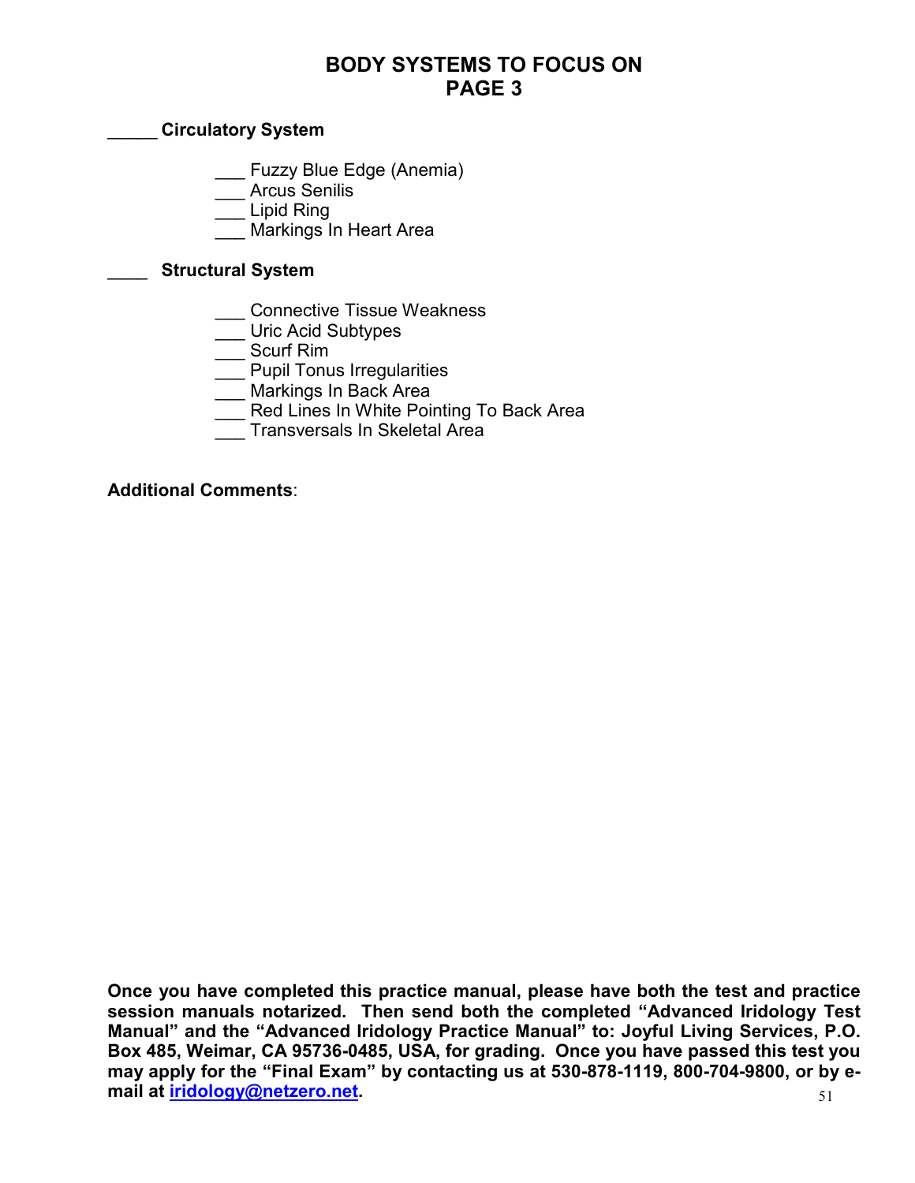# BODY SYSTEMS TO FOCUS ON
# PAGE 3

_____ **Circulatory System**

- ___ Fuzzy Blue Edge (Anemia)
- ___ Arcus Senilis
- ___ Lipid Ring
- ___ Markings In Heart Area

____ **Structural System**

- ___ Connective Tissue Weakness
- ___ Uric Acid Subtypes
- ___ Scurf Rim
- ___ Pupil Tonus Irregularities
- ___ Markings In Back Area
- ___ Red Lines In White Pointing To Back Area
- ___ Transversals In Skeletal Area

**Additional Comments**:

**Once you have completed this practice manual, please have both the test and practice session manuals notarized. Then send both the completed "Advanced Iridology Test Manual" and the "Advanced Iridology Practice Manual" to: Joyful Living Services, P.O. Box 485, Weimar, CA 95736-0485, USA, for grading. Once you have passed this test you may apply for the "Final Exam" by contacting us at 530-878-1119, 800-704-9800, or by e-mail at [iridology@netzero.net](mailto:iridology@netzero.net).**